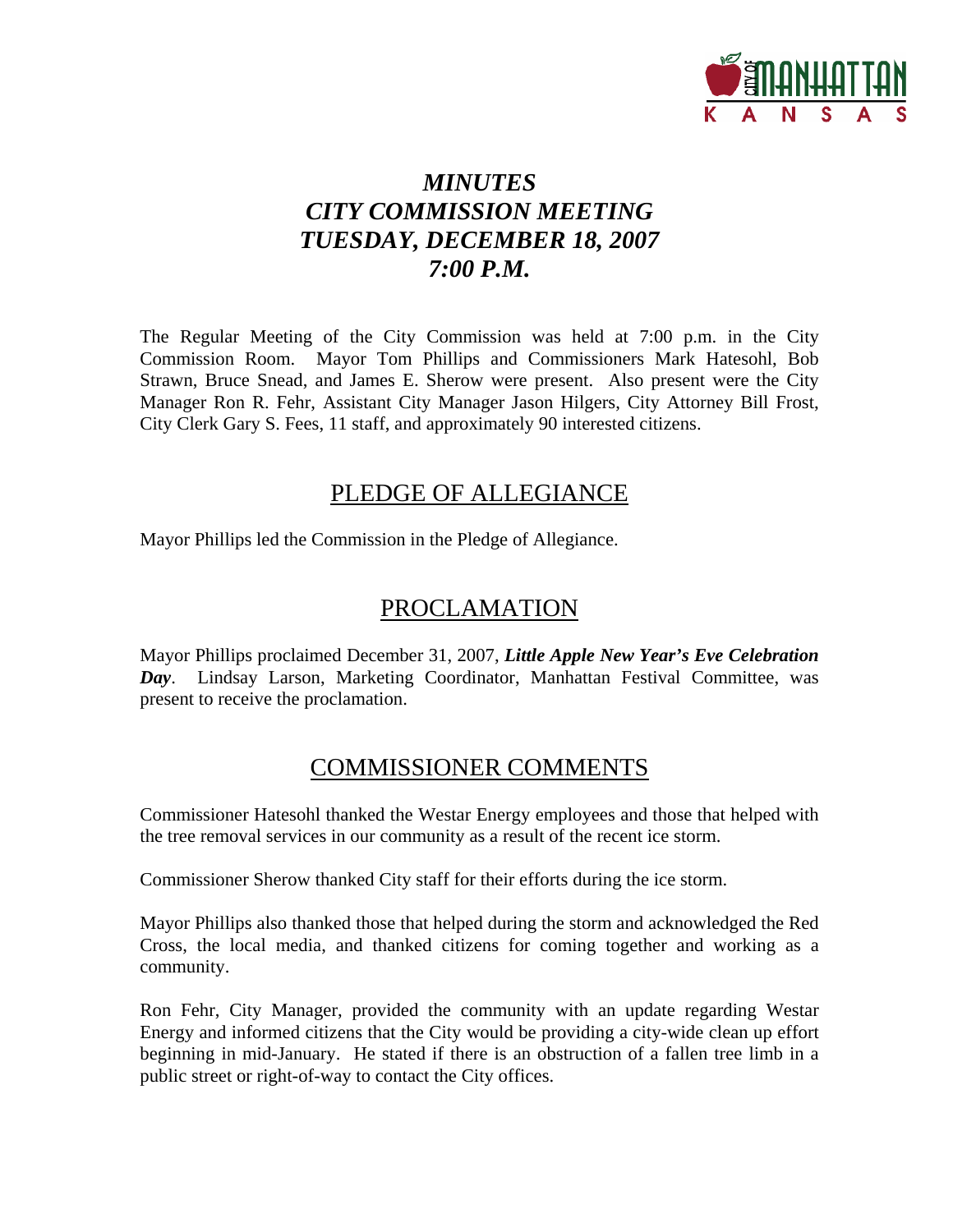# *MINUTES*
# *CITY COMMISSION MEETING*
# *TUESDAY, DECEMBER 18, 2007*
# *7:00 P.M.*

The Regular Meeting of the City Commission was held at 7:00 p.m. in the City Commission Room. Mayor Tom Phillips and Commissioners Mark Hatesohl, Bob Strawn, Bruce Snead, and James E. Sherow were present. Also present were the City Manager Ron R. Fehr, Assistant City Manager Jason Hilgers, City Attorney Bill Frost, City Clerk Gary S. Fees, 11 staff, and approximately 90 interested citizens.

## PLEDGE OF ALLEGIANCE

Mayor Phillips led the Commission in the Pledge of Allegiance.

## PROCLAMATION

Mayor Phillips proclaimed December 31, 2007, ***Little Apple New Year's Eve Celebration Day***. Lindsay Larson, Marketing Coordinator, Manhattan Festival Committee, was present to receive the proclamation.

## COMMISSIONER COMMENTS

Commissioner Hatesohl thanked the Westar Energy employees and those that helped with the tree removal services in our community as a result of the recent ice storm.

Commissioner Sherow thanked City staff for their efforts during the ice storm.

Mayor Phillips also thanked those that helped during the storm and acknowledged the Red Cross, the local media, and thanked citizens for coming together and working as a community.

Ron Fehr, City Manager, provided the community with an update regarding Westar Energy and informed citizens that the City would be providing a city-wide clean up effort beginning in mid-January. He stated if there is an obstruction of a fallen tree limb in a public street or right-of-way to contact the City offices.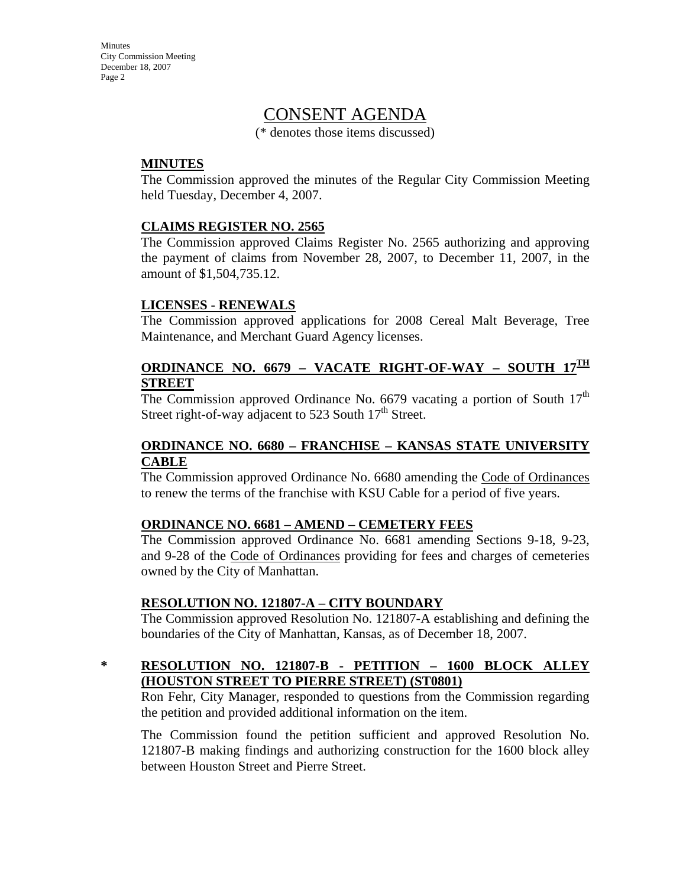# CONSENT AGENDA

(* denotes those items discussed)

**MINUTES**

The Commission approved the minutes of the Regular City Commission Meeting held Tuesday, December 4, 2007.

**CLAIMS REGISTER NO. 2565**

The Commission approved Claims Register No. 2565 authorizing and approving the payment of claims from November 28, 2007, to December 11, 2007, in the amount of $1,504,735.12.

**LICENSES - RENEWALS**

The Commission approved applications for 2008 Cereal Malt Beverage, Tree Maintenance, and Merchant Guard Agency licenses.

**ORDINANCE NO. 6679 – VACATE RIGHT-OF-WAY – SOUTH 17TH STREET**

The Commission approved Ordinance No. 6679 vacating a portion of South 17th Street right-of-way adjacent to 523 South 17th Street.

**ORDINANCE NO. 6680 – FRANCHISE – KANSAS STATE UNIVERSITY CABLE**

The Commission approved Ordinance No. 6680 amending the Code of Ordinances to renew the terms of the franchise with KSU Cable for a period of five years.

**ORDINANCE NO. 6681 – AMEND – CEMETERY FEES**

The Commission approved Ordinance No. 6681 amending Sections 9-18, 9-23, and 9-28 of the Code of Ordinances providing for fees and charges of cemeteries owned by the City of Manhattan.

**RESOLUTION NO. 121807-A – CITY BOUNDARY**

The Commission approved Resolution No. 121807-A establishing and defining the boundaries of the City of Manhattan, Kansas, as of December 18, 2007.

\* **RESOLUTION NO. 121807-B - PETITION – 1600 BLOCK ALLEY (HOUSTON STREET TO PIERRE STREET) (ST0801)**

Ron Fehr, City Manager, responded to questions from the Commission regarding the petition and provided additional information on the item.

The Commission found the petition sufficient and approved Resolution No. 121807-B making findings and authorizing construction for the 1600 block alley between Houston Street and Pierre Street.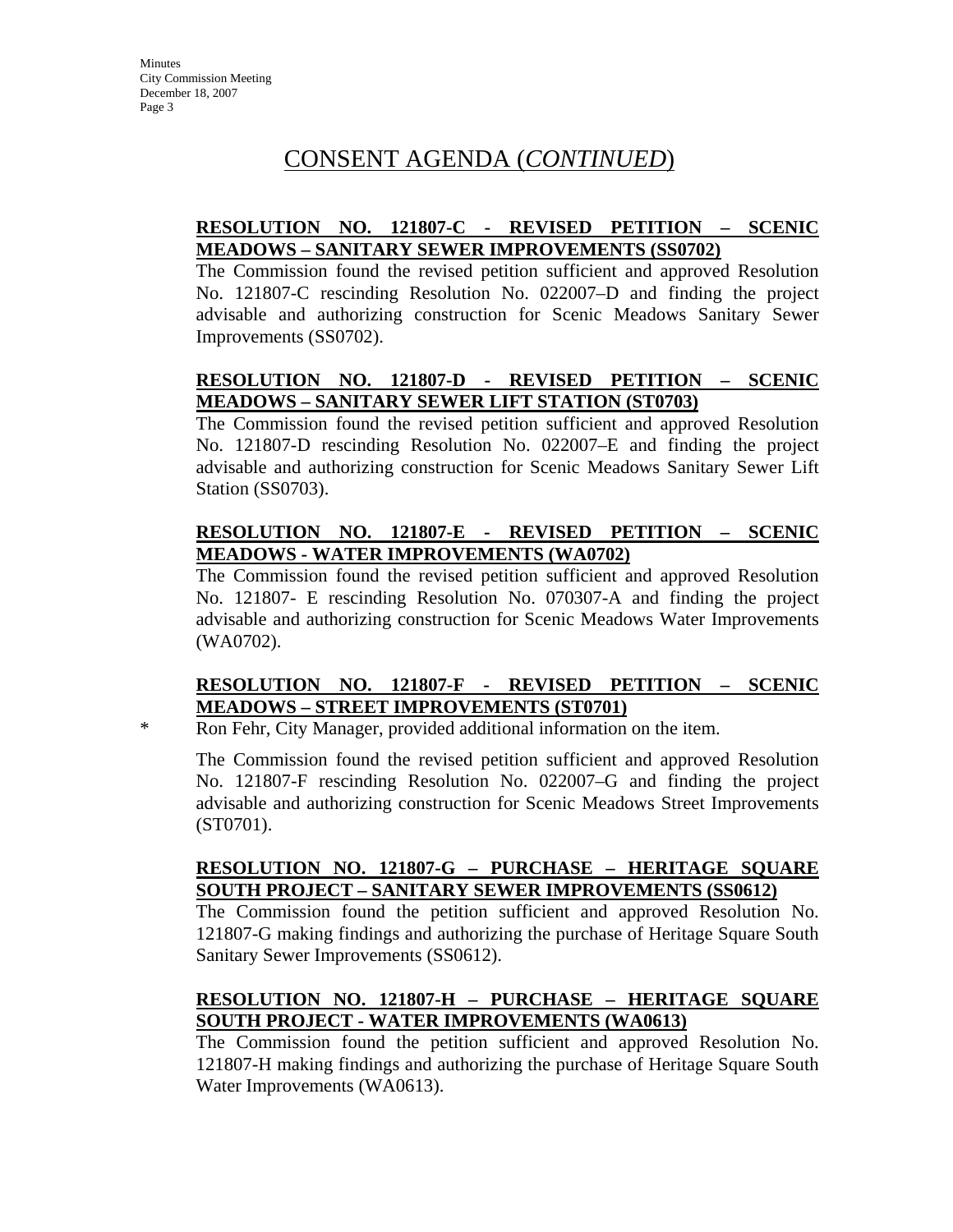# CONSENT AGENDA (*CONTINUED*)

**RESOLUTION NO. 121807-C - REVISED PETITION – SCENIC MEADOWS – SANITARY SEWER IMPROVEMENTS (SS0702)**

The Commission found the revised petition sufficient and approved Resolution No. 121807-C rescinding Resolution No. 022007–D and finding the project advisable and authorizing construction for Scenic Meadows Sanitary Sewer Improvements (SS0702).

**RESOLUTION NO. 121807-D - REVISED PETITION – SCENIC MEADOWS – SANITARY SEWER LIFT STATION (ST0703)**

The Commission found the revised petition sufficient and approved Resolution No. 121807-D rescinding Resolution No. 022007–E and finding the project advisable and authorizing construction for Scenic Meadows Sanitary Sewer Lift Station (SS0703).

**RESOLUTION NO. 121807-E - REVISED PETITION – SCENIC MEADOWS - WATER IMPROVEMENTS (WA0702)**

The Commission found the revised petition sufficient and approved Resolution No. 121807- E rescinding Resolution No. 070307-A and finding the project advisable and authorizing construction for Scenic Meadows Water Improvements (WA0702).

**RESOLUTION NO. 121807-F - REVISED PETITION – SCENIC MEADOWS – STREET IMPROVEMENTS (ST0701)**

\* Ron Fehr, City Manager, provided additional information on the item.

The Commission found the revised petition sufficient and approved Resolution No. 121807-F rescinding Resolution No. 022007–G and finding the project advisable and authorizing construction for Scenic Meadows Street Improvements (ST0701).

**RESOLUTION NO. 121807-G – PURCHASE – HERITAGE SQUARE SOUTH PROJECT – SANITARY SEWER IMPROVEMENTS (SS0612)**

The Commission found the petition sufficient and approved Resolution No. 121807-G making findings and authorizing the purchase of Heritage Square South Sanitary Sewer Improvements (SS0612).

**RESOLUTION NO. 121807-H – PURCHASE – HERITAGE SQUARE SOUTH PROJECT - WATER IMPROVEMENTS (WA0613)**

The Commission found the petition sufficient and approved Resolution No. 121807-H making findings and authorizing the purchase of Heritage Square South Water Improvements (WA0613).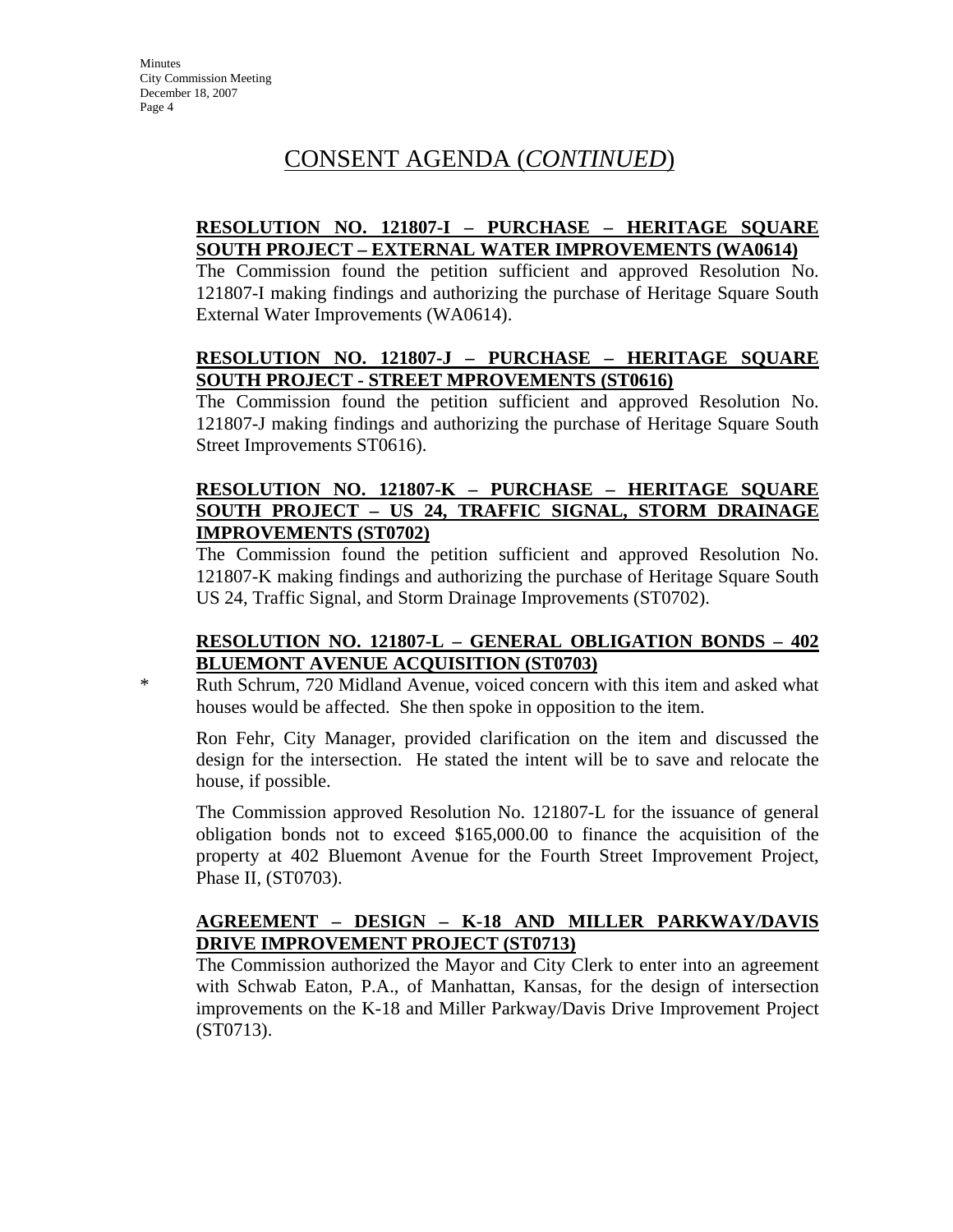# CONSENT AGENDA (*CONTINUED*)

**RESOLUTION NO. 121807-I – PURCHASE – HERITAGE SQUARE SOUTH PROJECT – EXTERNAL WATER IMPROVEMENTS (WA0614)**

The Commission found the petition sufficient and approved Resolution No. 121807-I making findings and authorizing the purchase of Heritage Square South External Water Improvements (WA0614).

**RESOLUTION NO. 121807-J – PURCHASE – HERITAGE SQUARE SOUTH PROJECT - STREET MPROVEMENTS (ST0616)**

The Commission found the petition sufficient and approved Resolution No. 121807-J making findings and authorizing the purchase of Heritage Square South Street Improvements ST0616).

**RESOLUTION NO. 121807-K – PURCHASE – HERITAGE SQUARE SOUTH PROJECT – US 24, TRAFFIC SIGNAL, STORM DRAINAGE IMPROVEMENTS (ST0702)**

The Commission found the petition sufficient and approved Resolution No. 121807-K making findings and authorizing the purchase of Heritage Square South US 24, Traffic Signal, and Storm Drainage Improvements (ST0702).

**RESOLUTION NO. 121807-L – GENERAL OBLIGATION BONDS – 402 BLUEMONT AVENUE ACQUISITION (ST0703)**

\* Ruth Schrum, 720 Midland Avenue, voiced concern with this item and asked what houses would be affected. She then spoke in opposition to the item.

Ron Fehr, City Manager, provided clarification on the item and discussed the design for the intersection. He stated the intent will be to save and relocate the house, if possible.

The Commission approved Resolution No. 121807-L for the issuance of general obligation bonds not to exceed $165,000.00 to finance the acquisition of the property at 402 Bluemont Avenue for the Fourth Street Improvement Project, Phase II, (ST0703).

**AGREEMENT – DESIGN – K-18 AND MILLER PARKWAY/DAVIS DRIVE IMPROVEMENT PROJECT (ST0713)**

The Commission authorized the Mayor and City Clerk to enter into an agreement with Schwab Eaton, P.A., of Manhattan, Kansas, for the design of intersection improvements on the K-18 and Miller Parkway/Davis Drive Improvement Project (ST0713).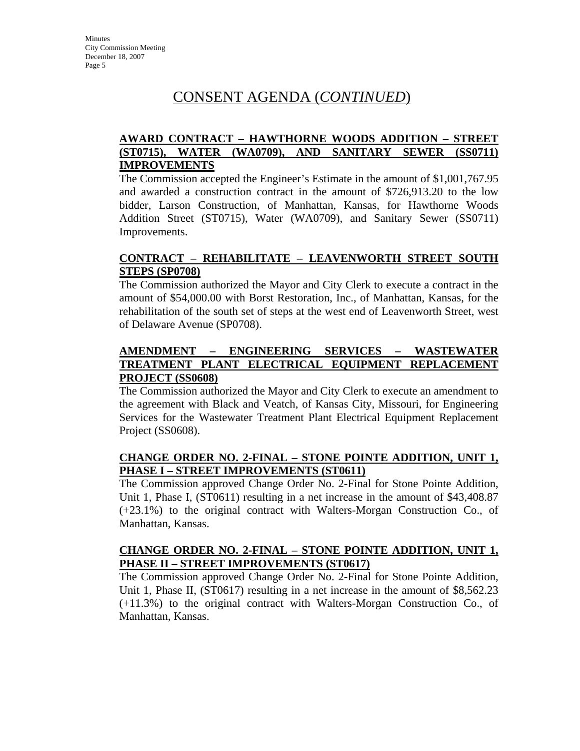# CONSENT AGENDA (*CONTINUED*)

**AWARD CONTRACT – HAWTHORNE WOODS ADDITION – STREET (ST0715), WATER (WA0709), AND SANITARY SEWER (SS0711) IMPROVEMENTS**

The Commission accepted the Engineer's Estimate in the amount of $1,001,767.95 and awarded a construction contract in the amount of $726,913.20 to the low bidder, Larson Construction, of Manhattan, Kansas, for Hawthorne Woods Addition Street (ST0715), Water (WA0709), and Sanitary Sewer (SS0711) Improvements.

**CONTRACT – REHABILITATE – LEAVENWORTH STREET SOUTH STEPS (SP0708)**

The Commission authorized the Mayor and City Clerk to execute a contract in the amount of $54,000.00 with Borst Restoration, Inc., of Manhattan, Kansas, for the rehabilitation of the south set of steps at the west end of Leavenworth Street, west of Delaware Avenue (SP0708).

**AMENDMENT – ENGINEERING SERVICES – WASTEWATER TREATMENT PLANT ELECTRICAL EQUIPMENT REPLACEMENT PROJECT (SS0608)**

The Commission authorized the Mayor and City Clerk to execute an amendment to the agreement with Black and Veatch, of Kansas City, Missouri, for Engineering Services for the Wastewater Treatment Plant Electrical Equipment Replacement Project (SS0608).

**CHANGE ORDER NO. 2-FINAL – STONE POINTE ADDITION, UNIT 1, PHASE I – STREET IMPROVEMENTS (ST0611)**

The Commission approved Change Order No. 2-Final for Stone Pointe Addition, Unit 1, Phase I, (ST0611) resulting in a net increase in the amount of $43,408.87 (+23.1%) to the original contract with Walters-Morgan Construction Co., of Manhattan, Kansas.

**CHANGE ORDER NO. 2-FINAL – STONE POINTE ADDITION, UNIT 1, PHASE II – STREET IMPROVEMENTS (ST0617)**

The Commission approved Change Order No. 2-Final for Stone Pointe Addition, Unit 1, Phase II, (ST0617) resulting in a net increase in the amount of $8,562.23 (+11.3%) to the original contract with Walters-Morgan Construction Co., of Manhattan, Kansas.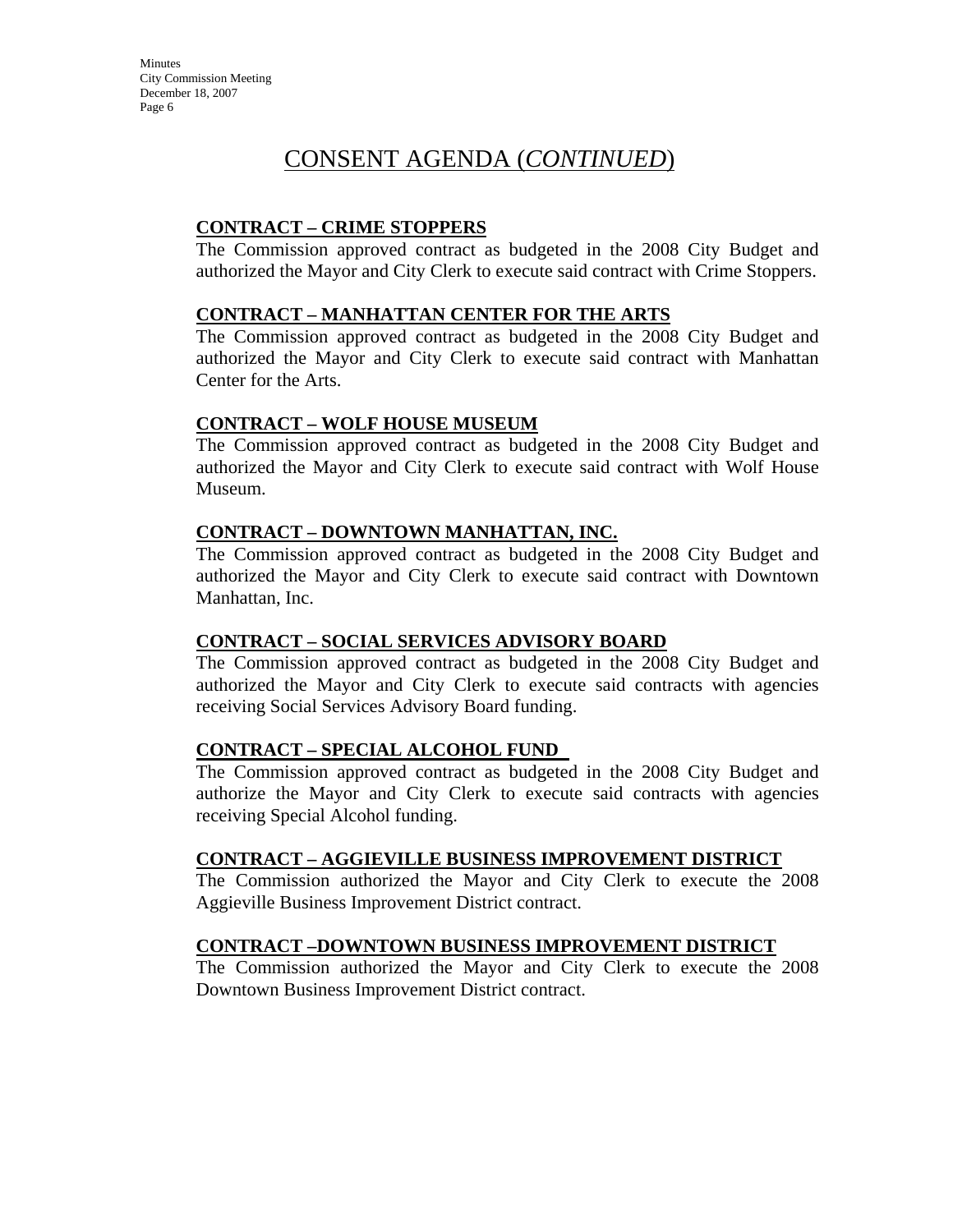# CONSENT AGENDA (*CONTINUED*)

**CONTRACT – CRIME STOPPERS**

The Commission approved contract as budgeted in the 2008 City Budget and authorized the Mayor and City Clerk to execute said contract with Crime Stoppers.

**CONTRACT – MANHATTAN CENTER FOR THE ARTS**

The Commission approved contract as budgeted in the 2008 City Budget and authorized the Mayor and City Clerk to execute said contract with Manhattan Center for the Arts.

**CONTRACT – WOLF HOUSE MUSEUM**

The Commission approved contract as budgeted in the 2008 City Budget and authorized the Mayor and City Clerk to execute said contract with Wolf House Museum.

**CONTRACT – DOWNTOWN MANHATTAN, INC.**

The Commission approved contract as budgeted in the 2008 City Budget and authorized the Mayor and City Clerk to execute said contract with Downtown Manhattan, Inc.

**CONTRACT – SOCIAL SERVICES ADVISORY BOARD**

The Commission approved contract as budgeted in the 2008 City Budget and authorized the Mayor and City Clerk to execute said contracts with agencies receiving Social Services Advisory Board funding.

**CONTRACT – SPECIAL ALCOHOL FUND**

The Commission approved contract as budgeted in the 2008 City Budget and authorize the Mayor and City Clerk to execute said contracts with agencies receiving Special Alcohol funding.

**CONTRACT – AGGIEVILLE BUSINESS IMPROVEMENT DISTRICT**

The Commission authorized the Mayor and City Clerk to execute the 2008 Aggieville Business Improvement District contract.

**CONTRACT –DOWNTOWN BUSINESS IMPROVEMENT DISTRICT**

The Commission authorized the Mayor and City Clerk to execute the 2008 Downtown Business Improvement District contract.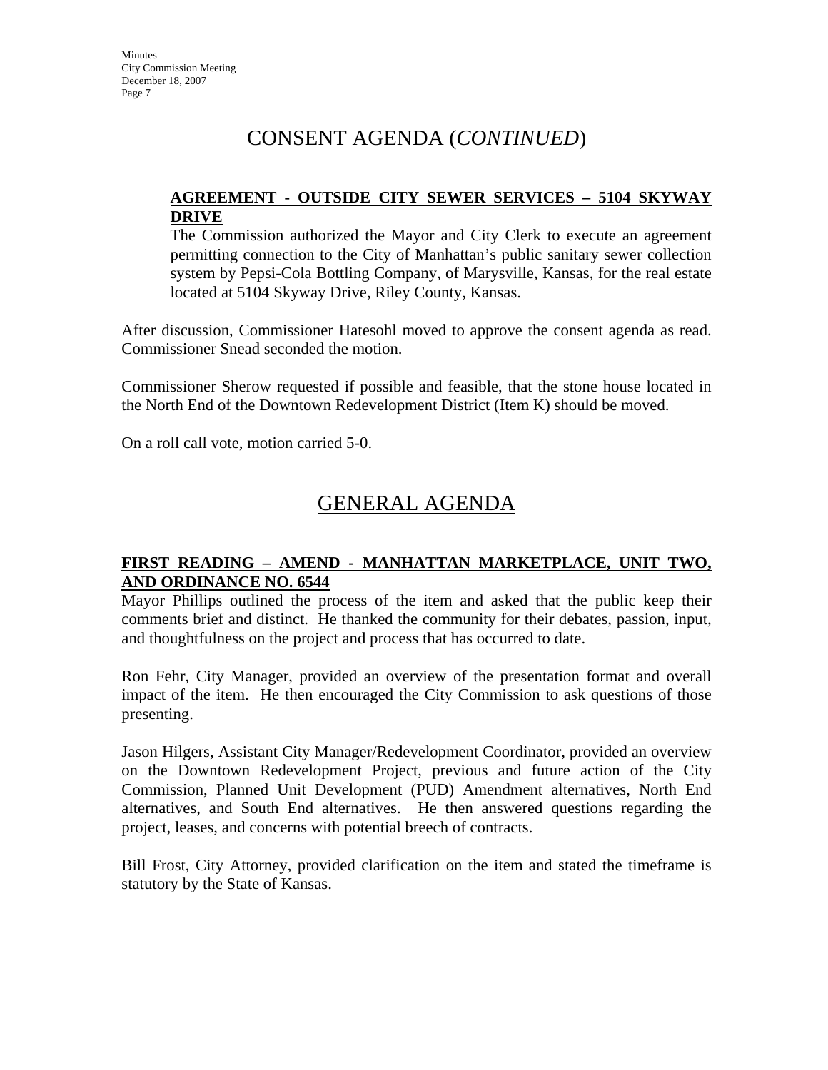## CONSENT AGENDA (*CONTINUED*)

**AGREEMENT - OUTSIDE CITY SEWER SERVICES – 5104 SKYWAY DRIVE**

The Commission authorized the Mayor and City Clerk to execute an agreement permitting connection to the City of Manhattan's public sanitary sewer collection system by Pepsi-Cola Bottling Company, of Marysville, Kansas, for the real estate located at 5104 Skyway Drive, Riley County, Kansas.

After discussion, Commissioner Hatesohl moved to approve the consent agenda as read. Commissioner Snead seconded the motion.

Commissioner Sherow requested if possible and feasible, that the stone house located in the North End of the Downtown Redevelopment District (Item K) should be moved.

On a roll call vote, motion carried 5-0.

## GENERAL AGENDA

**FIRST READING – AMEND - MANHATTAN MARKETPLACE, UNIT TWO, AND ORDINANCE NO. 6544**

Mayor Phillips outlined the process of the item and asked that the public keep their comments brief and distinct. He thanked the community for their debates, passion, input, and thoughtfulness on the project and process that has occurred to date.

Ron Fehr, City Manager, provided an overview of the presentation format and overall impact of the item. He then encouraged the City Commission to ask questions of those presenting.

Jason Hilgers, Assistant City Manager/Redevelopment Coordinator, provided an overview on the Downtown Redevelopment Project, previous and future action of the City Commission, Planned Unit Development (PUD) Amendment alternatives, North End alternatives, and South End alternatives. He then answered questions regarding the project, leases, and concerns with potential breech of contracts.

Bill Frost, City Attorney, provided clarification on the item and stated the timeframe is statutory by the State of Kansas.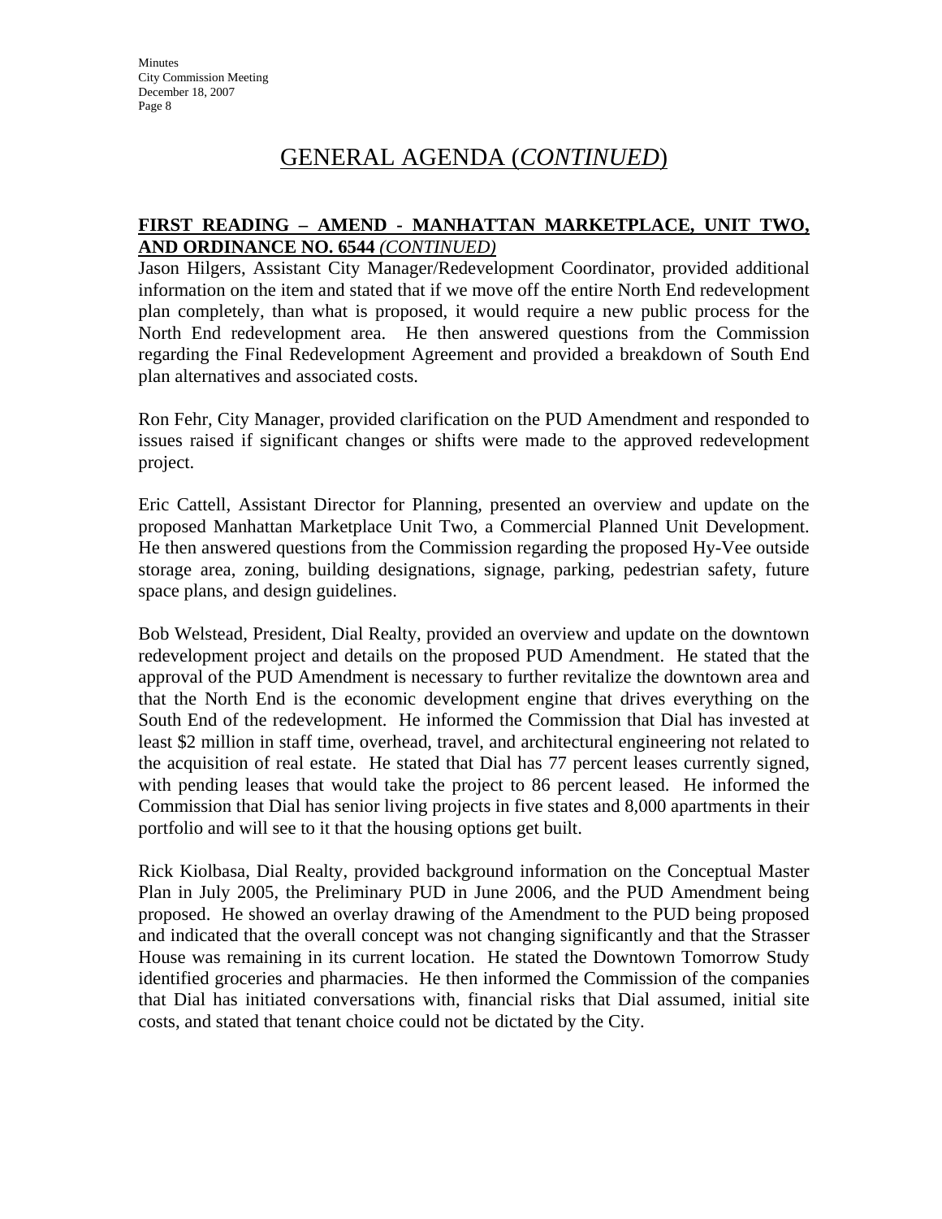# GENERAL AGENDA (*CONTINUED*)

**FIRST READING – AMEND - MANHATTAN MARKETPLACE, UNIT TWO, AND ORDINANCE NO. 6544** ***(CONTINUED)***

Jason Hilgers, Assistant City Manager/Redevelopment Coordinator, provided additional information on the item and stated that if we move off the entire North End redevelopment plan completely, than what is proposed, it would require a new public process for the North End redevelopment area. He then answered questions from the Commission regarding the Final Redevelopment Agreement and provided a breakdown of South End plan alternatives and associated costs.

Ron Fehr, City Manager, provided clarification on the PUD Amendment and responded to issues raised if significant changes or shifts were made to the approved redevelopment project.

Eric Cattell, Assistant Director for Planning, presented an overview and update on the proposed Manhattan Marketplace Unit Two, a Commercial Planned Unit Development. He then answered questions from the Commission regarding the proposed Hy-Vee outside storage area, zoning, building designations, signage, parking, pedestrian safety, future space plans, and design guidelines.

Bob Welstead, President, Dial Realty, provided an overview and update on the downtown redevelopment project and details on the proposed PUD Amendment. He stated that the approval of the PUD Amendment is necessary to further revitalize the downtown area and that the North End is the economic development engine that drives everything on the South End of the redevelopment. He informed the Commission that Dial has invested at least $2 million in staff time, overhead, travel, and architectural engineering not related to the acquisition of real estate. He stated that Dial has 77 percent leases currently signed, with pending leases that would take the project to 86 percent leased. He informed the Commission that Dial has senior living projects in five states and 8,000 apartments in their portfolio and will see to it that the housing options get built.

Rick Kiolbasa, Dial Realty, provided background information on the Conceptual Master Plan in July 2005, the Preliminary PUD in June 2006, and the PUD Amendment being proposed. He showed an overlay drawing of the Amendment to the PUD being proposed and indicated that the overall concept was not changing significantly and that the Strasser House was remaining in its current location. He stated the Downtown Tomorrow Study identified groceries and pharmacies. He then informed the Commission of the companies that Dial has initiated conversations with, financial risks that Dial assumed, initial site costs, and stated that tenant choice could not be dictated by the City.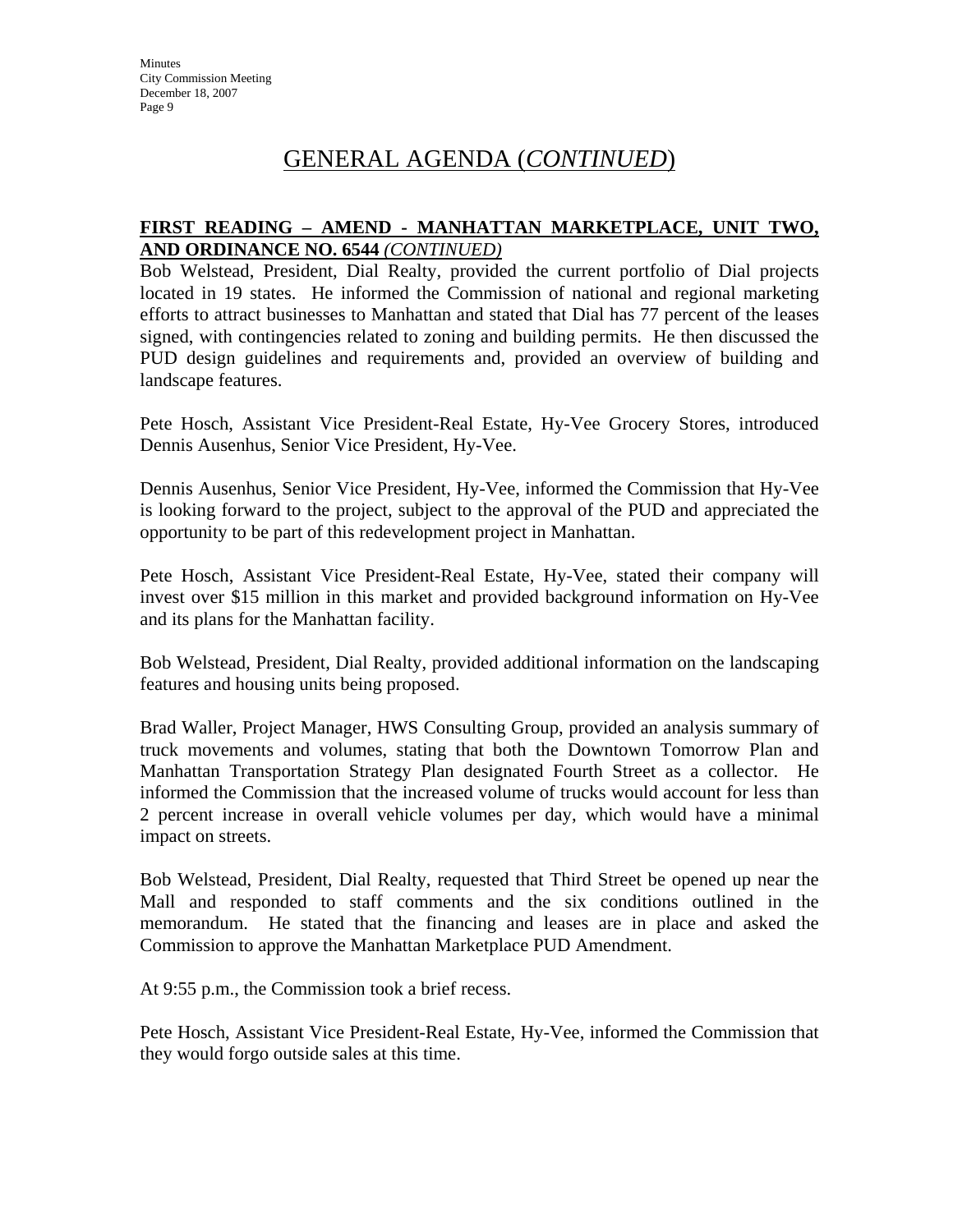# GENERAL AGENDA (*CONTINUED*)

**FIRST READING – AMEND - MANHATTAN MARKETPLACE, UNIT TWO, AND ORDINANCE NO. 6544** ***(CONTINUED)***

Bob Welstead, President, Dial Realty, provided the current portfolio of Dial projects located in 19 states. He informed the Commission of national and regional marketing efforts to attract businesses to Manhattan and stated that Dial has 77 percent of the leases signed, with contingencies related to zoning and building permits. He then discussed the PUD design guidelines and requirements and, provided an overview of building and landscape features.

Pete Hosch, Assistant Vice President-Real Estate, Hy-Vee Grocery Stores, introduced Dennis Ausenhus, Senior Vice President, Hy-Vee.

Dennis Ausenhus, Senior Vice President, Hy-Vee, informed the Commission that Hy-Vee is looking forward to the project, subject to the approval of the PUD and appreciated the opportunity to be part of this redevelopment project in Manhattan.

Pete Hosch, Assistant Vice President-Real Estate, Hy-Vee, stated their company will invest over $15 million in this market and provided background information on Hy-Vee and its plans for the Manhattan facility.

Bob Welstead, President, Dial Realty, provided additional information on the landscaping features and housing units being proposed.

Brad Waller, Project Manager, HWS Consulting Group, provided an analysis summary of truck movements and volumes, stating that both the Downtown Tomorrow Plan and Manhattan Transportation Strategy Plan designated Fourth Street as a collector. He informed the Commission that the increased volume of trucks would account for less than 2 percent increase in overall vehicle volumes per day, which would have a minimal impact on streets.

Bob Welstead, President, Dial Realty, requested that Third Street be opened up near the Mall and responded to staff comments and the six conditions outlined in the memorandum. He stated that the financing and leases are in place and asked the Commission to approve the Manhattan Marketplace PUD Amendment.

At 9:55 p.m., the Commission took a brief recess.

Pete Hosch, Assistant Vice President-Real Estate, Hy-Vee, informed the Commission that they would forgo outside sales at this time.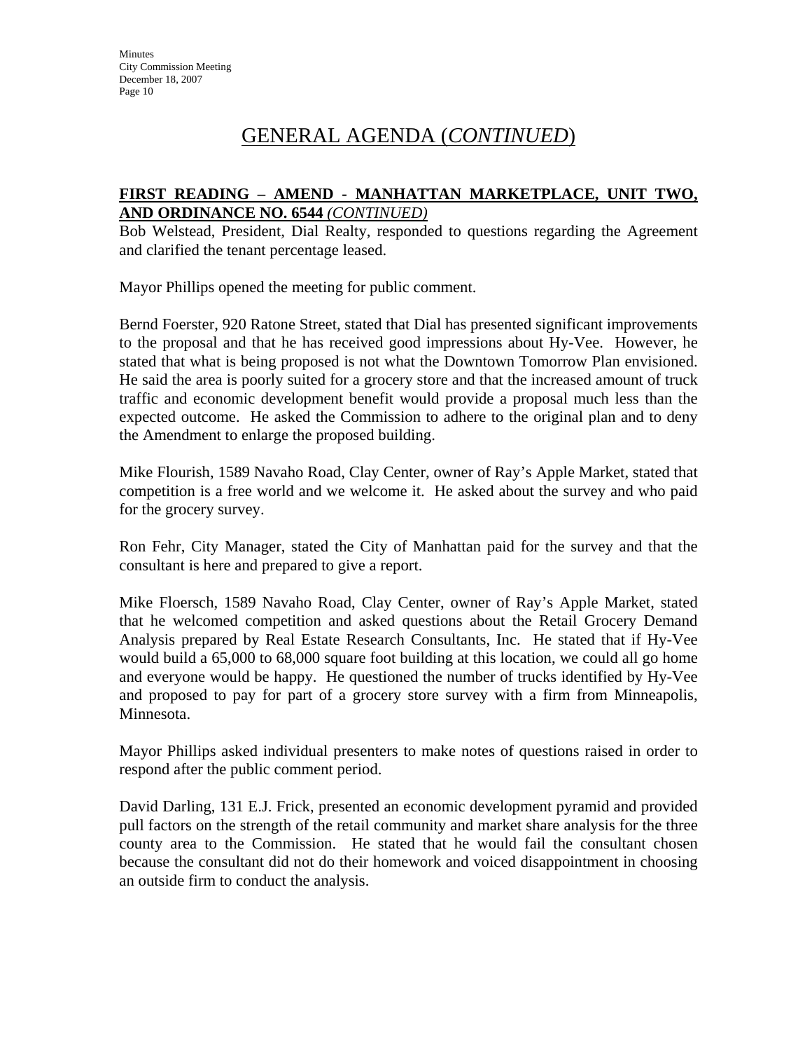# GENERAL AGENDA (*CONTINUED*)

**FIRST READING – AMEND - MANHATTAN MARKETPLACE, UNIT TWO, AND ORDINANCE NO. 6544** ***(CONTINUED)***

Bob Welstead, President, Dial Realty, responded to questions regarding the Agreement and clarified the tenant percentage leased.

Mayor Phillips opened the meeting for public comment.

Bernd Foerster, 920 Ratone Street, stated that Dial has presented significant improvements to the proposal and that he has received good impressions about Hy-Vee. However, he stated that what is being proposed is not what the Downtown Tomorrow Plan envisioned. He said the area is poorly suited for a grocery store and that the increased amount of truck traffic and economic development benefit would provide a proposal much less than the expected outcome. He asked the Commission to adhere to the original plan and to deny the Amendment to enlarge the proposed building.

Mike Flourish, 1589 Navaho Road, Clay Center, owner of Ray's Apple Market, stated that competition is a free world and we welcome it. He asked about the survey and who paid for the grocery survey.

Ron Fehr, City Manager, stated the City of Manhattan paid for the survey and that the consultant is here and prepared to give a report.

Mike Floersch, 1589 Navaho Road, Clay Center, owner of Ray's Apple Market, stated that he welcomed competition and asked questions about the Retail Grocery Demand Analysis prepared by Real Estate Research Consultants, Inc. He stated that if Hy-Vee would build a 65,000 to 68,000 square foot building at this location, we could all go home and everyone would be happy. He questioned the number of trucks identified by Hy-Vee and proposed to pay for part of a grocery store survey with a firm from Minneapolis, Minnesota.

Mayor Phillips asked individual presenters to make notes of questions raised in order to respond after the public comment period.

David Darling, 131 E.J. Frick, presented an economic development pyramid and provided pull factors on the strength of the retail community and market share analysis for the three county area to the Commission. He stated that he would fail the consultant chosen because the consultant did not do their homework and voiced disappointment in choosing an outside firm to conduct the analysis.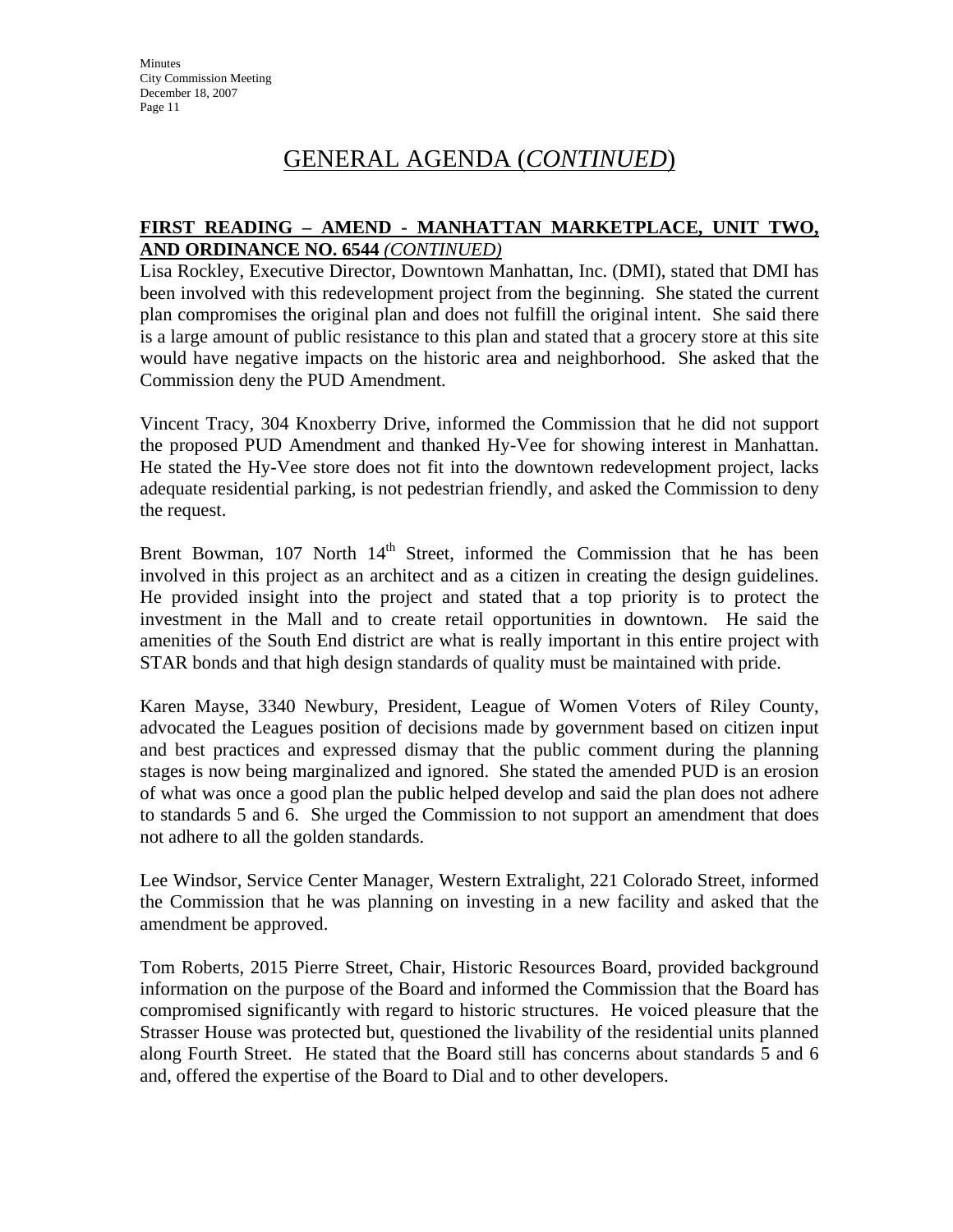# GENERAL AGENDA (*CONTINUED*)

**FIRST READING – AMEND - MANHATTAN MARKETPLACE, UNIT TWO, AND ORDINANCE NO. 6544** *(CONTINUED)*

Lisa Rockley, Executive Director, Downtown Manhattan, Inc. (DMI), stated that DMI has been involved with this redevelopment project from the beginning. She stated the current plan compromises the original plan and does not fulfill the original intent. She said there is a large amount of public resistance to this plan and stated that a grocery store at this site would have negative impacts on the historic area and neighborhood. She asked that the Commission deny the PUD Amendment.

Vincent Tracy, 304 Knoxberry Drive, informed the Commission that he did not support the proposed PUD Amendment and thanked Hy-Vee for showing interest in Manhattan. He stated the Hy-Vee store does not fit into the downtown redevelopment project, lacks adequate residential parking, is not pedestrian friendly, and asked the Commission to deny the request.

Brent Bowman, 107 North 14th Street, informed the Commission that he has been involved in this project as an architect and as a citizen in creating the design guidelines. He provided insight into the project and stated that a top priority is to protect the investment in the Mall and to create retail opportunities in downtown. He said the amenities of the South End district are what is really important in this entire project with STAR bonds and that high design standards of quality must be maintained with pride.

Karen Mayse, 3340 Newbury, President, League of Women Voters of Riley County, advocated the Leagues position of decisions made by government based on citizen input and best practices and expressed dismay that the public comment during the planning stages is now being marginalized and ignored. She stated the amended PUD is an erosion of what was once a good plan the public helped develop and said the plan does not adhere to standards 5 and 6. She urged the Commission to not support an amendment that does not adhere to all the golden standards.

Lee Windsor, Service Center Manager, Western Extralight, 221 Colorado Street, informed the Commission that he was planning on investing in a new facility and asked that the amendment be approved.

Tom Roberts, 2015 Pierre Street, Chair, Historic Resources Board, provided background information on the purpose of the Board and informed the Commission that the Board has compromised significantly with regard to historic structures. He voiced pleasure that the Strasser House was protected but, questioned the livability of the residential units planned along Fourth Street. He stated that the Board still has concerns about standards 5 and 6 and, offered the expertise of the Board to Dial and to other developers.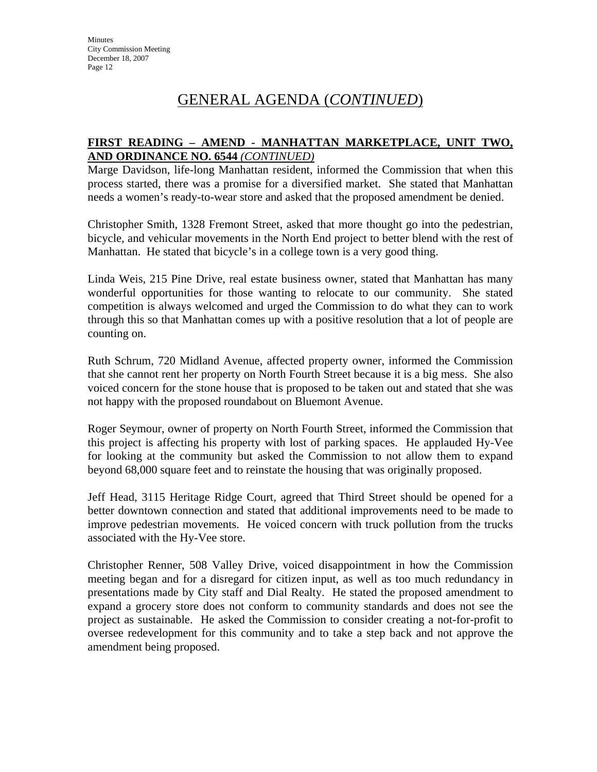# GENERAL AGENDA (*CONTINUED*)

**FIRST READING – AMEND - MANHATTAN MARKETPLACE, UNIT TWO, AND ORDINANCE NO. 6544** *(CONTINUED)*

Marge Davidson, life-long Manhattan resident, informed the Commission that when this process started, there was a promise for a diversified market. She stated that Manhattan needs a women's ready-to-wear store and asked that the proposed amendment be denied.

Christopher Smith, 1328 Fremont Street, asked that more thought go into the pedestrian, bicycle, and vehicular movements in the North End project to better blend with the rest of Manhattan. He stated that bicycle's in a college town is a very good thing.

Linda Weis, 215 Pine Drive, real estate business owner, stated that Manhattan has many wonderful opportunities for those wanting to relocate to our community. She stated competition is always welcomed and urged the Commission to do what they can to work through this so that Manhattan comes up with a positive resolution that a lot of people are counting on.

Ruth Schrum, 720 Midland Avenue, affected property owner, informed the Commission that she cannot rent her property on North Fourth Street because it is a big mess. She also voiced concern for the stone house that is proposed to be taken out and stated that she was not happy with the proposed roundabout on Bluemont Avenue.

Roger Seymour, owner of property on North Fourth Street, informed the Commission that this project is affecting his property with lost of parking spaces. He applauded Hy-Vee for looking at the community but asked the Commission to not allow them to expand beyond 68,000 square feet and to reinstate the housing that was originally proposed.

Jeff Head, 3115 Heritage Ridge Court, agreed that Third Street should be opened for a better downtown connection and stated that additional improvements need to be made to improve pedestrian movements. He voiced concern with truck pollution from the trucks associated with the Hy-Vee store.

Christopher Renner, 508 Valley Drive, voiced disappointment in how the Commission meeting began and for a disregard for citizen input, as well as too much redundancy in presentations made by City staff and Dial Realty. He stated the proposed amendment to expand a grocery store does not conform to community standards and does not see the project as sustainable. He asked the Commission to consider creating a not-for-profit to oversee redevelopment for this community and to take a step back and not approve the amendment being proposed.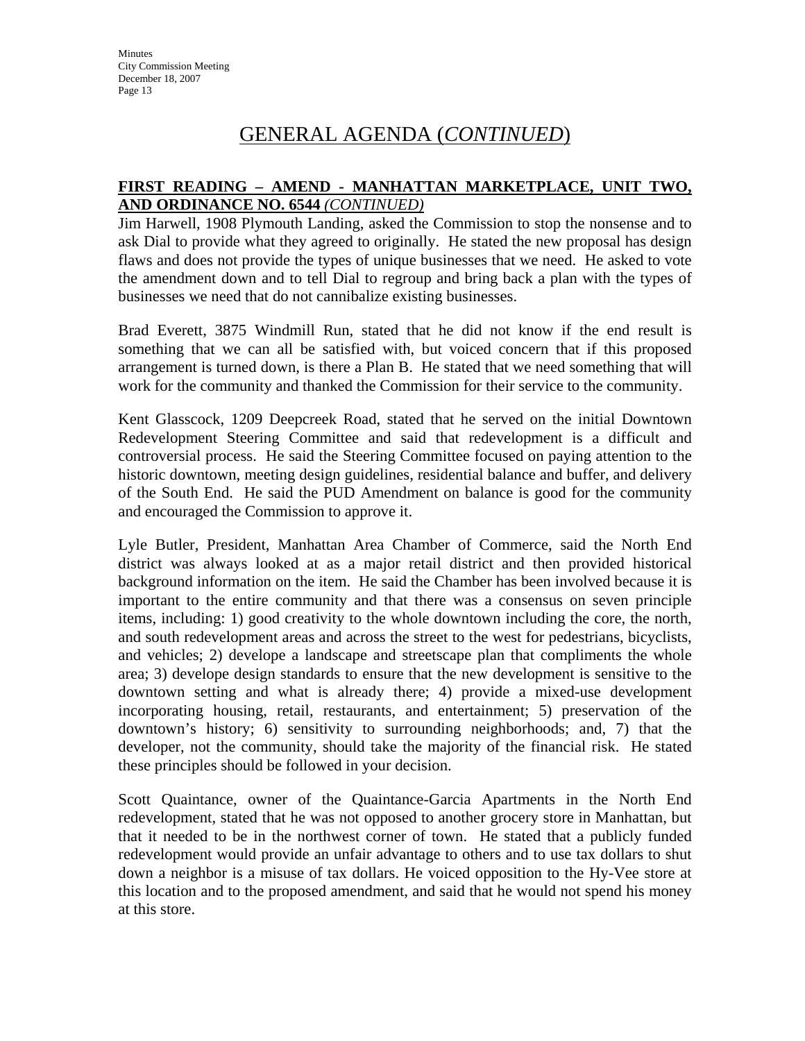# GENERAL AGENDA (*CONTINUED*)

**FIRST READING – AMEND - MANHATTAN MARKETPLACE, UNIT TWO, AND ORDINANCE NO. 6544** ***(CONTINUED)***

Jim Harwell, 1908 Plymouth Landing, asked the Commission to stop the nonsense and to ask Dial to provide what they agreed to originally. He stated the new proposal has design flaws and does not provide the types of unique businesses that we need. He asked to vote the amendment down and to tell Dial to regroup and bring back a plan with the types of businesses we need that do not cannibalize existing businesses.

Brad Everett, 3875 Windmill Run, stated that he did not know if the end result is something that we can all be satisfied with, but voiced concern that if this proposed arrangement is turned down, is there a Plan B. He stated that we need something that will work for the community and thanked the Commission for their service to the community.

Kent Glasscock, 1209 Deepcreek Road, stated that he served on the initial Downtown Redevelopment Steering Committee and said that redevelopment is a difficult and controversial process. He said the Steering Committee focused on paying attention to the historic downtown, meeting design guidelines, residential balance and buffer, and delivery of the South End. He said the PUD Amendment on balance is good for the community and encouraged the Commission to approve it.

Lyle Butler, President, Manhattan Area Chamber of Commerce, said the North End district was always looked at as a major retail district and then provided historical background information on the item. He said the Chamber has been involved because it is important to the entire community and that there was a consensus on seven principle items, including: 1) good creativity to the whole downtown including the core, the north, and south redevelopment areas and across the street to the west for pedestrians, bicyclists, and vehicles; 2) develope a landscape and streetscape plan that compliments the whole area; 3) develope design standards to ensure that the new development is sensitive to the downtown setting and what is already there; 4) provide a mixed-use development incorporating housing, retail, restaurants, and entertainment; 5) preservation of the downtown's history; 6) sensitivity to surrounding neighborhoods; and, 7) that the developer, not the community, should take the majority of the financial risk. He stated these principles should be followed in your decision.

Scott Quaintance, owner of the Quaintance-Garcia Apartments in the North End redevelopment, stated that he was not opposed to another grocery store in Manhattan, but that it needed to be in the northwest corner of town. He stated that a publicly funded redevelopment would provide an unfair advantage to others and to use tax dollars to shut down a neighbor is a misuse of tax dollars. He voiced opposition to the Hy-Vee store at this location and to the proposed amendment, and said that he would not spend his money at this store.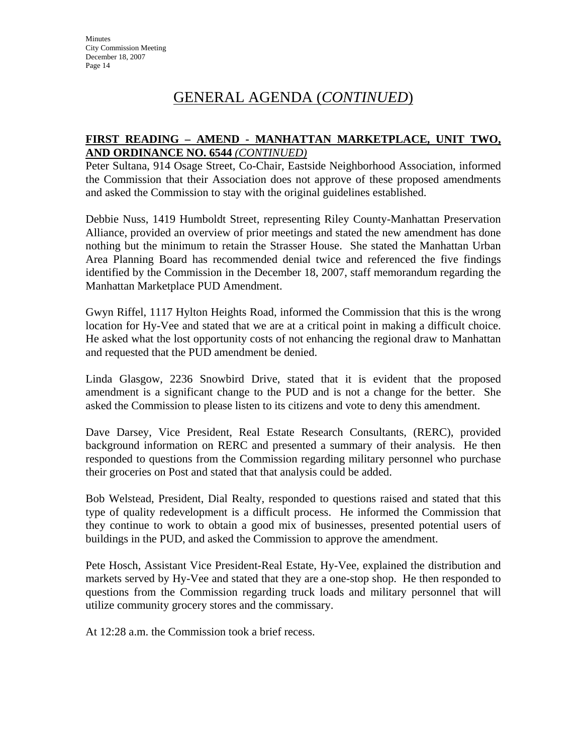# GENERAL AGENDA (*CONTINUED*)

**FIRST READING – AMEND - MANHATTAN MARKETPLACE, UNIT TWO, AND ORDINANCE NO. 6544** ***(CONTINUED)***

Peter Sultana, 914 Osage Street, Co-Chair, Eastside Neighborhood Association, informed the Commission that their Association does not approve of these proposed amendments and asked the Commission to stay with the original guidelines established.

Debbie Nuss, 1419 Humboldt Street, representing Riley County-Manhattan Preservation Alliance, provided an overview of prior meetings and stated the new amendment has done nothing but the minimum to retain the Strasser House. She stated the Manhattan Urban Area Planning Board has recommended denial twice and referenced the five findings identified by the Commission in the December 18, 2007, staff memorandum regarding the Manhattan Marketplace PUD Amendment.

Gwyn Riffel, 1117 Hylton Heights Road, informed the Commission that this is the wrong location for Hy-Vee and stated that we are at a critical point in making a difficult choice. He asked what the lost opportunity costs of not enhancing the regional draw to Manhattan and requested that the PUD amendment be denied.

Linda Glasgow, 2236 Snowbird Drive, stated that it is evident that the proposed amendment is a significant change to the PUD and is not a change for the better. She asked the Commission to please listen to its citizens and vote to deny this amendment.

Dave Darsey, Vice President, Real Estate Research Consultants, (RERC), provided background information on RERC and presented a summary of their analysis. He then responded to questions from the Commission regarding military personnel who purchase their groceries on Post and stated that that analysis could be added.

Bob Welstead, President, Dial Realty, responded to questions raised and stated that this type of quality redevelopment is a difficult process. He informed the Commission that they continue to work to obtain a good mix of businesses, presented potential users of buildings in the PUD, and asked the Commission to approve the amendment.

Pete Hosch, Assistant Vice President-Real Estate, Hy-Vee, explained the distribution and markets served by Hy-Vee and stated that they are a one-stop shop. He then responded to questions from the Commission regarding truck loads and military personnel that will utilize community grocery stores and the commissary.

At 12:28 a.m. the Commission took a brief recess.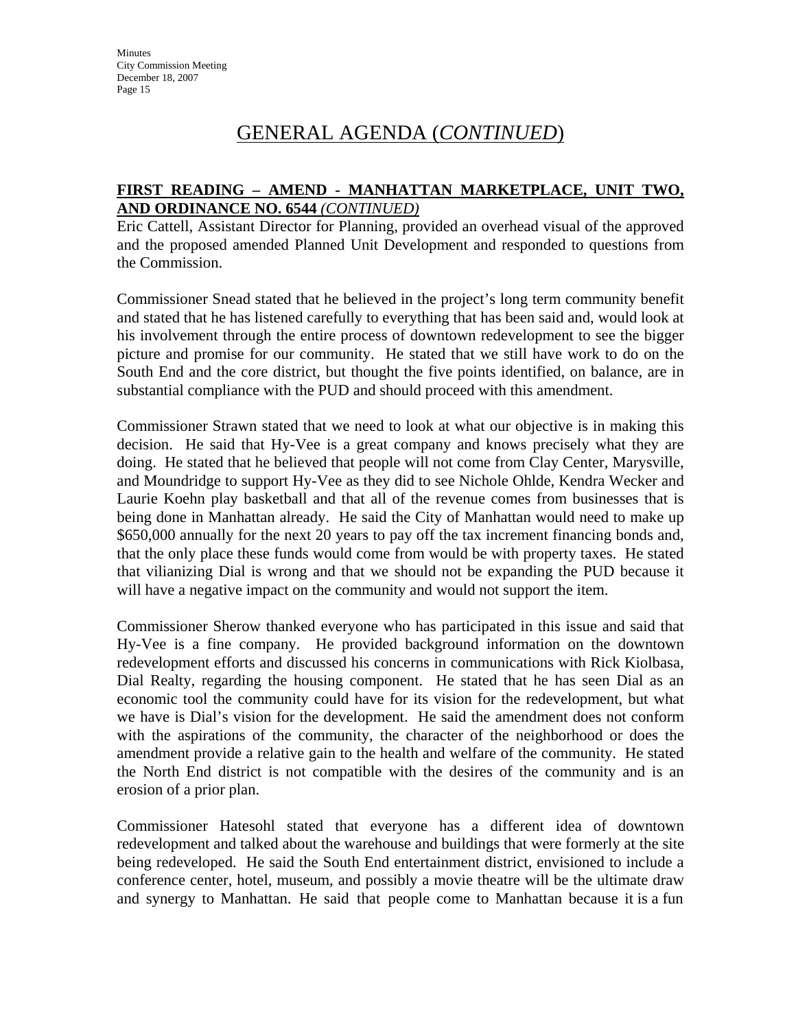# GENERAL AGENDA (*CONTINUED*)

**FIRST READING – AMEND - MANHATTAN MARKETPLACE, UNIT TWO, AND ORDINANCE NO. 6544** ***(CONTINUED)***

Eric Cattell, Assistant Director for Planning, provided an overhead visual of the approved and the proposed amended Planned Unit Development and responded to questions from the Commission.

Commissioner Snead stated that he believed in the project's long term community benefit and stated that he has listened carefully to everything that has been said and, would look at his involvement through the entire process of downtown redevelopment to see the bigger picture and promise for our community. He stated that we still have work to do on the South End and the core district, but thought the five points identified, on balance, are in substantial compliance with the PUD and should proceed with this amendment.

Commissioner Strawn stated that we need to look at what our objective is in making this decision. He said that Hy-Vee is a great company and knows precisely what they are doing. He stated that he believed that people will not come from Clay Center, Marysville, and Moundridge to support Hy-Vee as they did to see Nichole Ohlde, Kendra Wecker and Laurie Koehn play basketball and that all of the revenue comes from businesses that is being done in Manhattan already. He said the City of Manhattan would need to make up $650,000 annually for the next 20 years to pay off the tax increment financing bonds and, that the only place these funds would come from would be with property taxes. He stated that vilianizing Dial is wrong and that we should not be expanding the PUD because it will have a negative impact on the community and would not support the item.

Commissioner Sherow thanked everyone who has participated in this issue and said that Hy-Vee is a fine company. He provided background information on the downtown redevelopment efforts and discussed his concerns in communications with Rick Kiolbasa, Dial Realty, regarding the housing component. He stated that he has seen Dial as an economic tool the community could have for its vision for the redevelopment, but what we have is Dial's vision for the development. He said the amendment does not conform with the aspirations of the community, the character of the neighborhood or does the amendment provide a relative gain to the health and welfare of the community. He stated the North End district is not compatible with the desires of the community and is an erosion of a prior plan.

Commissioner Hatesohl stated that everyone has a different idea of downtown redevelopment and talked about the warehouse and buildings that were formerly at the site being redeveloped. He said the South End entertainment district, envisioned to include a conference center, hotel, museum, and possibly a movie theatre will be the ultimate draw and synergy to Manhattan. He said that people come to Manhattan because it is a fun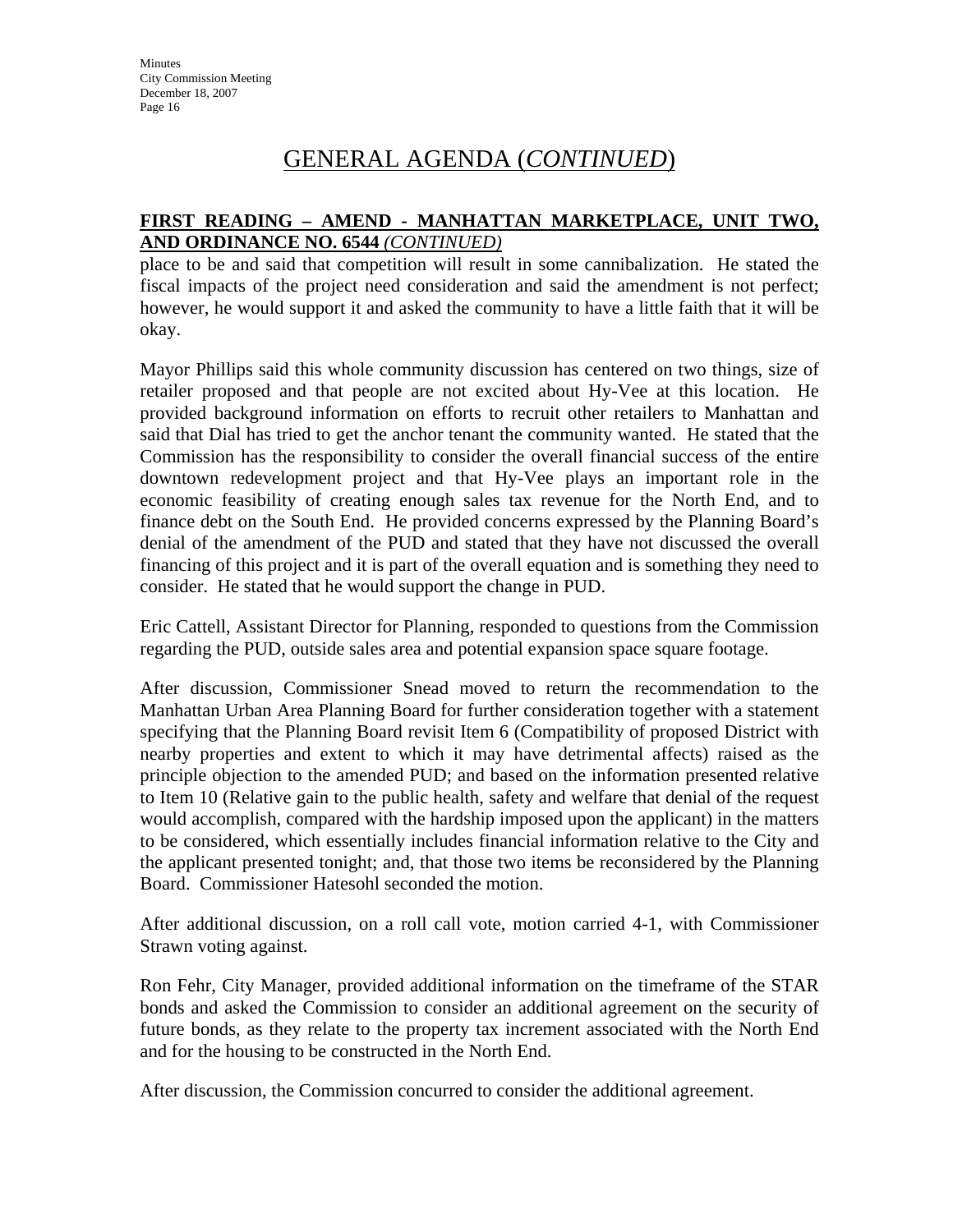# GENERAL AGENDA (*CONTINUED*)

**FIRST READING – AMEND - MANHATTAN MARKETPLACE, UNIT TWO, AND ORDINANCE NO. 6544** ***(CONTINUED)***

place to be and said that competition will result in some cannibalization. He stated the fiscal impacts of the project need consideration and said the amendment is not perfect; however, he would support it and asked the community to have a little faith that it will be okay.

Mayor Phillips said this whole community discussion has centered on two things, size of retailer proposed and that people are not excited about Hy-Vee at this location. He provided background information on efforts to recruit other retailers to Manhattan and said that Dial has tried to get the anchor tenant the community wanted. He stated that the Commission has the responsibility to consider the overall financial success of the entire downtown redevelopment project and that Hy-Vee plays an important role in the economic feasibility of creating enough sales tax revenue for the North End, and to finance debt on the South End. He provided concerns expressed by the Planning Board's denial of the amendment of the PUD and stated that they have not discussed the overall financing of this project and it is part of the overall equation and is something they need to consider. He stated that he would support the change in PUD.

Eric Cattell, Assistant Director for Planning, responded to questions from the Commission regarding the PUD, outside sales area and potential expansion space square footage.

After discussion, Commissioner Snead moved to return the recommendation to the Manhattan Urban Area Planning Board for further consideration together with a statement specifying that the Planning Board revisit Item 6 (Compatibility of proposed District with nearby properties and extent to which it may have detrimental affects) raised as the principle objection to the amended PUD; and based on the information presented relative to Item 10 (Relative gain to the public health, safety and welfare that denial of the request would accomplish, compared with the hardship imposed upon the applicant) in the matters to be considered, which essentially includes financial information relative to the City and the applicant presented tonight; and, that those two items be reconsidered by the Planning Board. Commissioner Hatesohl seconded the motion.

After additional discussion, on a roll call vote, motion carried 4-1, with Commissioner Strawn voting against.

Ron Fehr, City Manager, provided additional information on the timeframe of the STAR bonds and asked the Commission to consider an additional agreement on the security of future bonds, as they relate to the property tax increment associated with the North End and for the housing to be constructed in the North End.

After discussion, the Commission concurred to consider the additional agreement.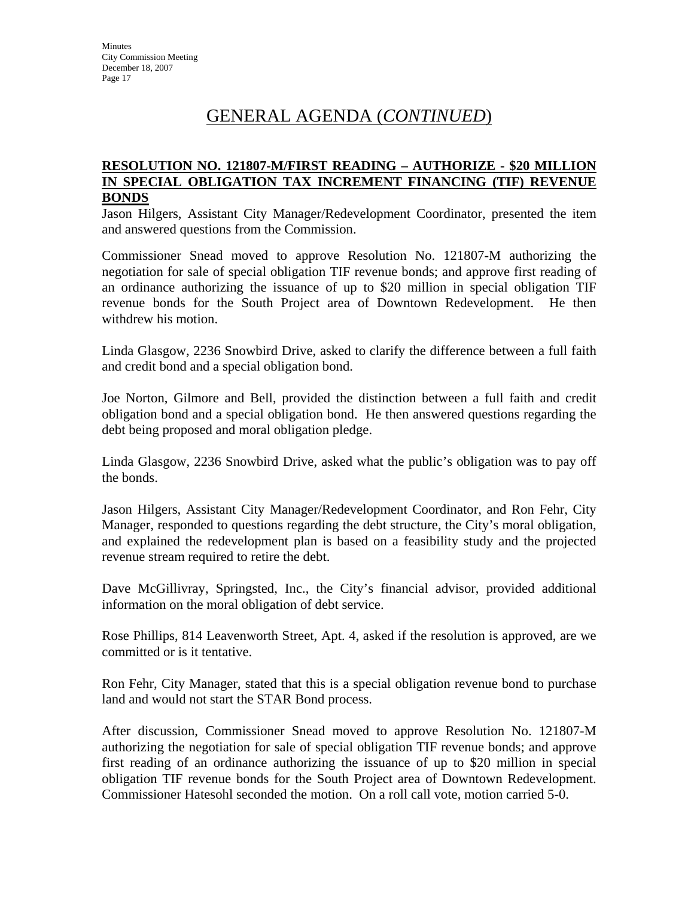## GENERAL AGENDA (*CONTINUED*)

**RESOLUTION NO. 121807-M/FIRST READING – AUTHORIZE - $20 MILLION IN SPECIAL OBLIGATION TAX INCREMENT FINANCING (TIF) REVENUE BONDS**

Jason Hilgers, Assistant City Manager/Redevelopment Coordinator, presented the item and answered questions from the Commission.

Commissioner Snead moved to approve Resolution No. 121807-M authorizing the negotiation for sale of special obligation TIF revenue bonds; and approve first reading of an ordinance authorizing the issuance of up to $20 million in special obligation TIF revenue bonds for the South Project area of Downtown Redevelopment. He then withdrew his motion.

Linda Glasgow, 2236 Snowbird Drive, asked to clarify the difference between a full faith and credit bond and a special obligation bond.

Joe Norton, Gilmore and Bell, provided the distinction between a full faith and credit obligation bond and a special obligation bond. He then answered questions regarding the debt being proposed and moral obligation pledge.

Linda Glasgow, 2236 Snowbird Drive, asked what the public's obligation was to pay off the bonds.

Jason Hilgers, Assistant City Manager/Redevelopment Coordinator, and Ron Fehr, City Manager, responded to questions regarding the debt structure, the City's moral obligation, and explained the redevelopment plan is based on a feasibility study and the projected revenue stream required to retire the debt.

Dave McGillivray, Springsted, Inc., the City's financial advisor, provided additional information on the moral obligation of debt service.

Rose Phillips, 814 Leavenworth Street, Apt. 4, asked if the resolution is approved, are we committed or is it tentative.

Ron Fehr, City Manager, stated that this is a special obligation revenue bond to purchase land and would not start the STAR Bond process.

After discussion, Commissioner Snead moved to approve Resolution No. 121807-M authorizing the negotiation for sale of special obligation TIF revenue bonds; and approve first reading of an ordinance authorizing the issuance of up to $20 million in special obligation TIF revenue bonds for the South Project area of Downtown Redevelopment. Commissioner Hatesohl seconded the motion. On a roll call vote, motion carried 5-0.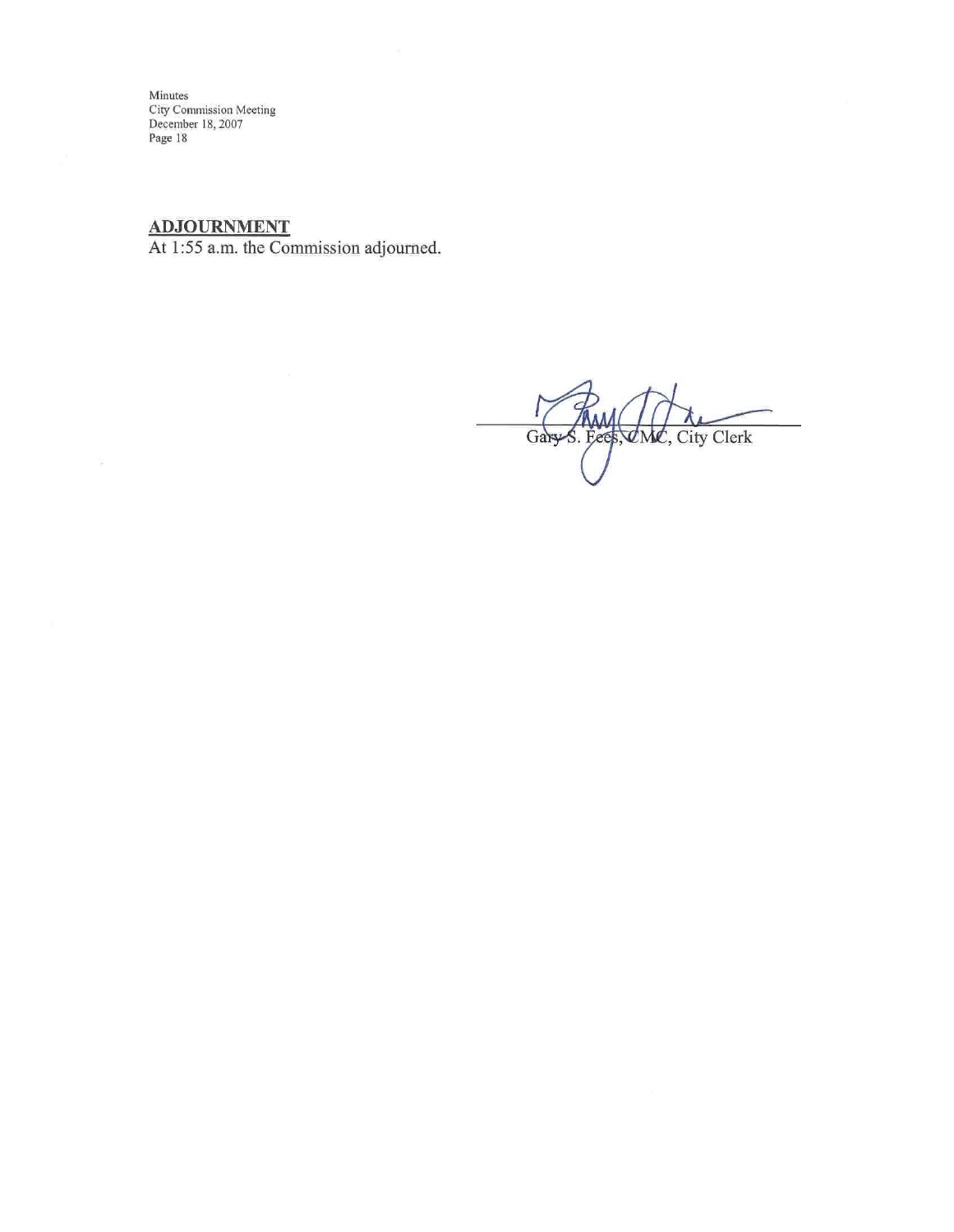## ADJOURNMENT

At 1:55 a.m. the Commission adjourned.

Gary S. Fees, CMC, City Clerk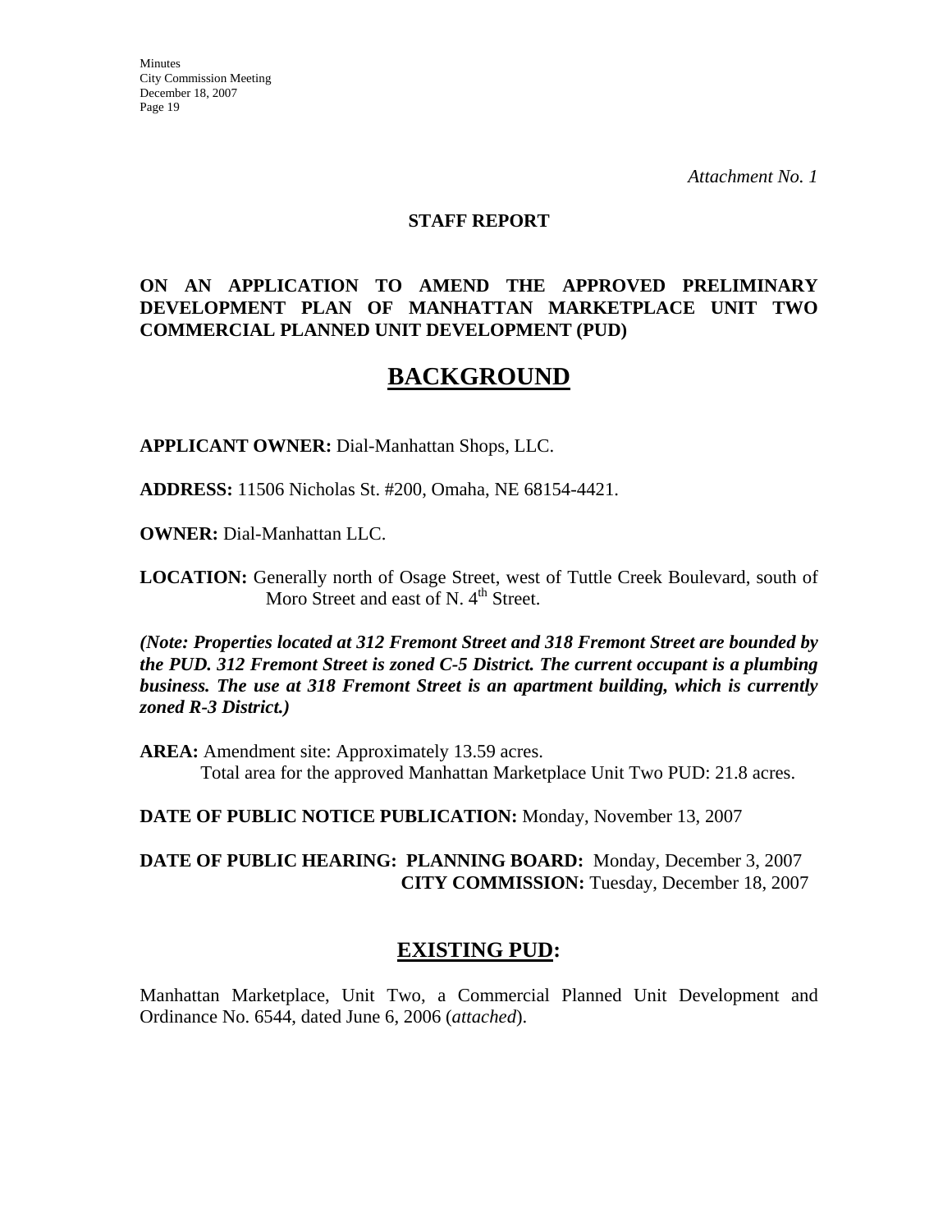*Attachment No. 1*

**STAFF REPORT**

**ON AN APPLICATION TO AMEND THE APPROVED PRELIMINARY DEVELOPMENT PLAN OF MANHATTAN MARKETPLACE UNIT TWO COMMERCIAL PLANNED UNIT DEVELOPMENT (PUD)**

# BACKGROUND

**APPLICANT OWNER:** Dial-Manhattan Shops, LLC.

**ADDRESS:** 11506 Nicholas St. #200, Omaha, NE 68154-4421.

**OWNER:** Dial-Manhattan LLC.

**LOCATION:** Generally north of Osage Street, west of Tuttle Creek Boulevard, south of Moro Street and east of N. 4th Street.

***(Note: Properties located at 312 Fremont Street and 318 Fremont Street are bounded by the PUD. 312 Fremont Street is zoned C-5 District. The current occupant is a plumbing business. The use at 318 Fremont Street is an apartment building, which is currently zoned R-3 District.)***

**AREA:** Amendment site: Approximately 13.59 acres.
Total area for the approved Manhattan Marketplace Unit Two PUD: 21.8 acres.

**DATE OF PUBLIC NOTICE PUBLICATION:** Monday, November 13, 2007

**DATE OF PUBLIC HEARING: PLANNING BOARD:** Monday, December 3, 2007
**CITY COMMISSION:** Tuesday, December 18, 2007

## EXISTING PUD:

Manhattan Marketplace, Unit Two, a Commercial Planned Unit Development and Ordinance No. 6544, dated June 6, 2006 (*attached*).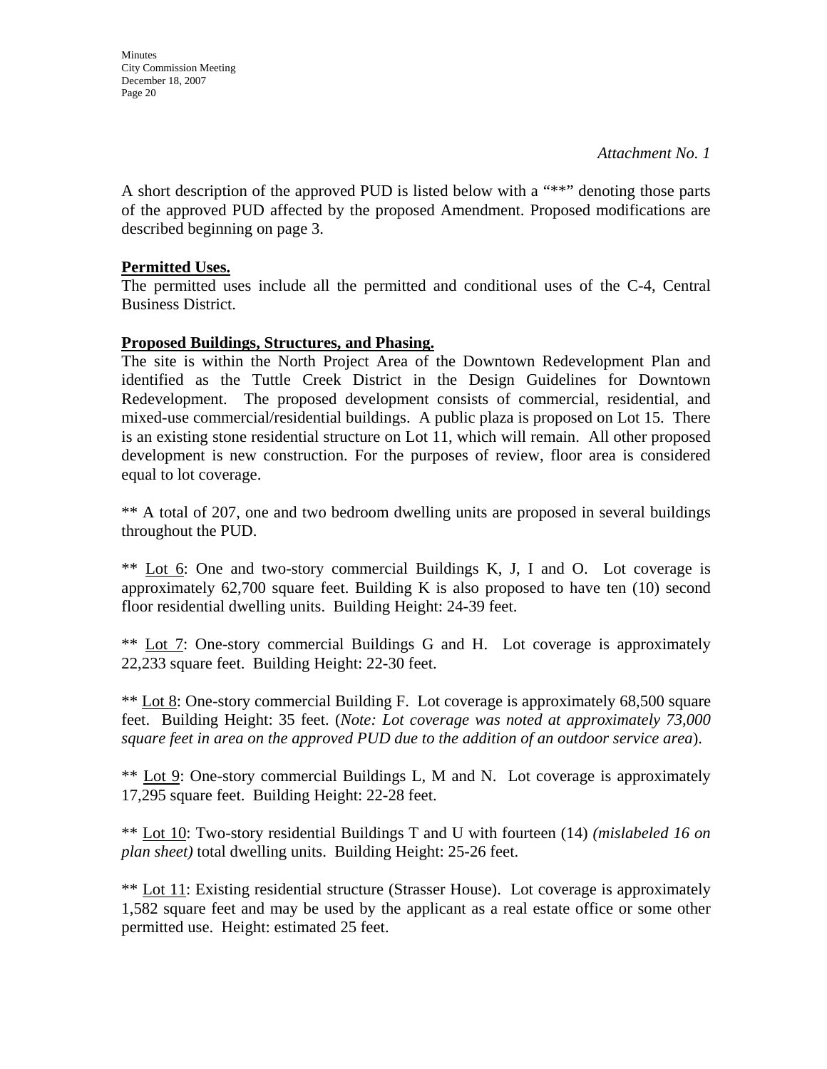*Attachment No. 1*

A short description of the approved PUD is listed below with a "**" denoting those parts of the approved PUD affected by the proposed Amendment. Proposed modifications are described beginning on page 3.

**<u>Permitted Uses.</u>**

The permitted uses include all the permitted and conditional uses of the C-4, Central Business District.

**<u>Proposed Buildings, Structures, and Phasing.</u>**

The site is within the North Project Area of the Downtown Redevelopment Plan and identified as the Tuttle Creek District in the Design Guidelines for Downtown Redevelopment. The proposed development consists of commercial, residential, and mixed-use commercial/residential buildings. A public plaza is proposed on Lot 15. There is an existing stone residential structure on Lot 11, which will remain. All other proposed development is new construction. For the purposes of review, floor area is considered equal to lot coverage.

** A total of 207, one and two bedroom dwelling units are proposed in several buildings throughout the PUD.

** <u>Lot 6</u>: One and two-story commercial Buildings K, J, I and O. Lot coverage is approximately 62,700 square feet. Building K is also proposed to have ten (10) second floor residential dwelling units. Building Height: 24-39 feet.

** <u>Lot 7</u>: One-story commercial Buildings G and H. Lot coverage is approximately 22,233 square feet. Building Height: 22-30 feet.

** <u>Lot 8</u>: One-story commercial Building F. Lot coverage is approximately 68,500 square feet. Building Height: 35 feet. (*Note: Lot coverage was noted at approximately 73,000 square feet in area on the approved PUD due to the addition of an outdoor service area*).

** <u>Lot 9</u>: One-story commercial Buildings L, M and N. Lot coverage is approximately 17,295 square feet. Building Height: 22-28 feet.

** <u>Lot 10</u>: Two-story residential Buildings T and U with fourteen (14) *(mislabeled 16 on plan sheet)* total dwelling units. Building Height: 25-26 feet.

** <u>Lot 11</u>: Existing residential structure (Strasser House). Lot coverage is approximately 1,582 square feet and may be used by the applicant as a real estate office or some other permitted use. Height: estimated 25 feet.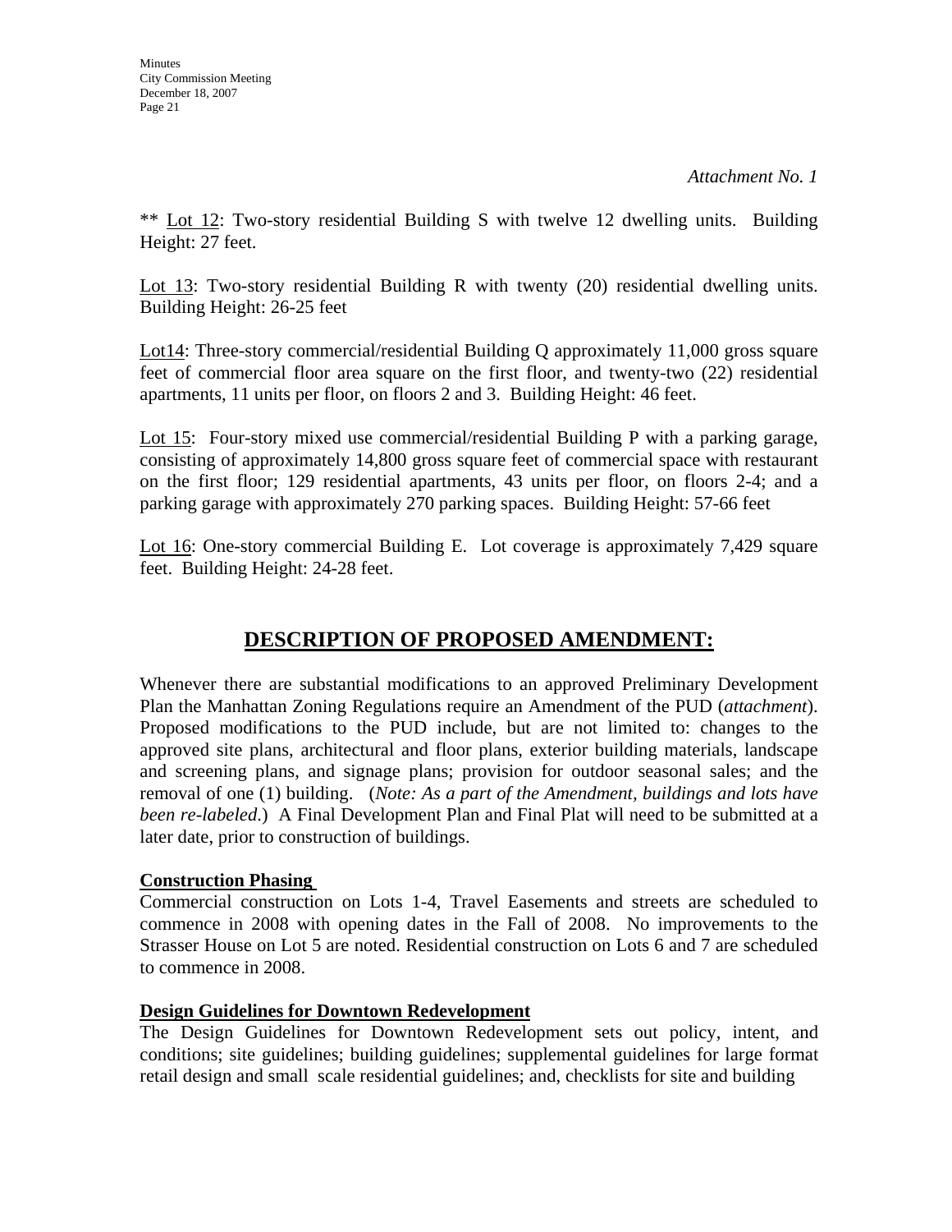*Attachment No. 1*

** Lot 12: Two-story residential Building S with twelve 12 dwelling units. Building Height: 27 feet.

Lot 13: Two-story residential Building R with twenty (20) residential dwelling units. Building Height: 26-25 feet

Lot14: Three-story commercial/residential Building Q approximately 11,000 gross square feet of commercial floor area square on the first floor, and twenty-two (22) residential apartments, 11 units per floor, on floors 2 and 3. Building Height: 46 feet.

Lot 15: Four-story mixed use commercial/residential Building P with a parking garage, consisting of approximately 14,800 gross square feet of commercial space with restaurant on the first floor; 129 residential apartments, 43 units per floor, on floors 2-4; and a parking garage with approximately 270 parking spaces. Building Height: 57-66 feet

Lot 16: One-story commercial Building E. Lot coverage is approximately 7,429 square feet. Building Height: 24-28 feet.

## DESCRIPTION OF PROPOSED AMENDMENT:

Whenever there are substantial modifications to an approved Preliminary Development Plan the Manhattan Zoning Regulations require an Amendment of the PUD (*attachment*). Proposed modifications to the PUD include, but are not limited to: changes to the approved site plans, architectural and floor plans, exterior building materials, landscape and screening plans, and signage plans; provision for outdoor seasonal sales; and the removal of one (1) building. (*Note: As a part of the Amendment, buildings and lots have been re-labeled.*) A Final Development Plan and Final Plat will need to be submitted at a later date, prior to construction of buildings.

**Construction Phasing**

Commercial construction on Lots 1-4, Travel Easements and streets are scheduled to commence in 2008 with opening dates in the Fall of 2008. No improvements to the Strasser House on Lot 5 are noted. Residential construction on Lots 6 and 7 are scheduled to commence in 2008.

**Design Guidelines for Downtown Redevelopment**

The Design Guidelines for Downtown Redevelopment sets out policy, intent, and conditions; site guidelines; building guidelines; supplemental guidelines for large format retail design and small scale residential guidelines; and, checklists for site and building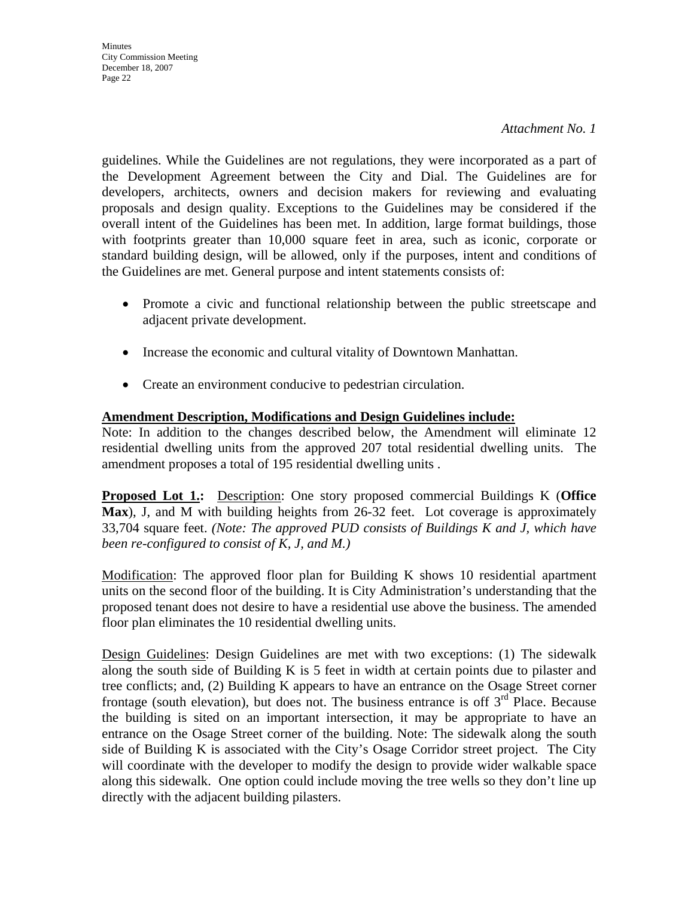*Attachment No. 1*

guidelines. While the Guidelines are not regulations, they were incorporated as a part of the Development Agreement between the City and Dial. The Guidelines are for developers, architects, owners and decision makers for reviewing and evaluating proposals and design quality. Exceptions to the Guidelines may be considered if the overall intent of the Guidelines has been met. In addition, large format buildings, those with footprints greater than 10,000 square feet in area, such as iconic, corporate or standard building design, will be allowed, only if the purposes, intent and conditions of the Guidelines are met. General purpose and intent statements consists of:

- Promote a civic and functional relationship between the public streetscape and adjacent private development.
- Increase the economic and cultural vitality of Downtown Manhattan.
- Create an environment conducive to pedestrian circulation.

**Amendment Description, Modifications and Design Guidelines include:**

Note: In addition to the changes described below, the Amendment will eliminate 12 residential dwelling units from the approved 207 total residential dwelling units. The amendment proposes a total of 195 residential dwelling units .

**Proposed Lot 1.:** Description: One story proposed commercial Buildings K (**Office Max**), J, and M with building heights from 26-32 feet. Lot coverage is approximately 33,704 square feet. *(Note: The approved PUD consists of Buildings K and J, which have been re-configured to consist of K, J, and M.)*

Modification: The approved floor plan for Building K shows 10 residential apartment units on the second floor of the building. It is City Administration's understanding that the proposed tenant does not desire to have a residential use above the business. The amended floor plan eliminates the 10 residential dwelling units.

Design Guidelines: Design Guidelines are met with two exceptions: (1) The sidewalk along the south side of Building K is 5 feet in width at certain points due to pilaster and tree conflicts; and, (2) Building K appears to have an entrance on the Osage Street corner frontage (south elevation), but does not. The business entrance is off 3rd Place. Because the building is sited on an important intersection, it may be appropriate to have an entrance on the Osage Street corner of the building. Note: The sidewalk along the south side of Building K is associated with the City's Osage Corridor street project. The City will coordinate with the developer to modify the design to provide wider walkable space along this sidewalk. One option could include moving the tree wells so they don't line up directly with the adjacent building pilasters.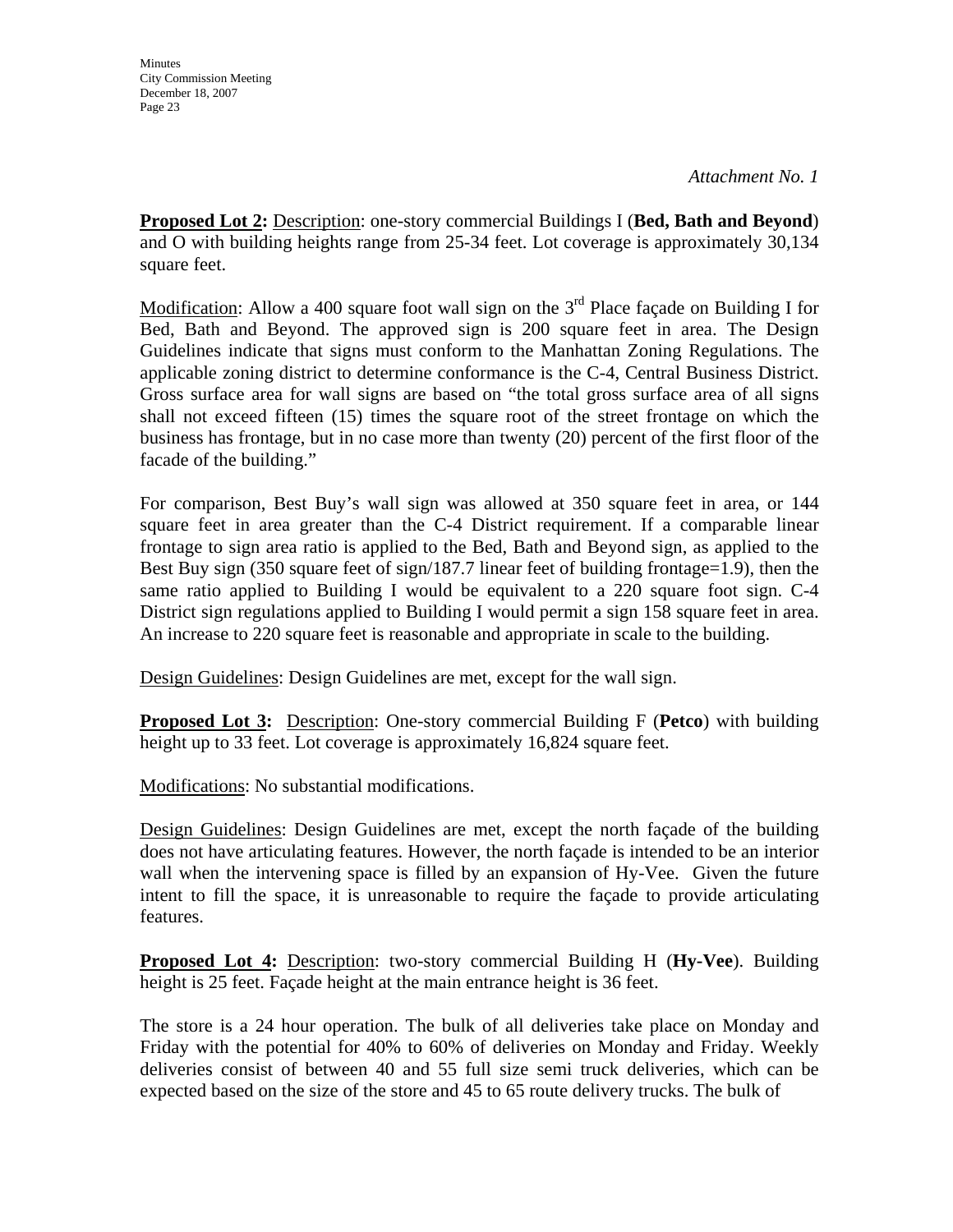*Attachment No. 1*

**<u>Proposed Lot 2</u>:** <u>Description</u>: one-story commercial Buildings I (**Bed, Bath and Beyond**) and O with building heights range from 25-34 feet. Lot coverage is approximately 30,134 square feet.

<u>Modification</u>: Allow a 400 square foot wall sign on the 3rd Place façade on Building I for Bed, Bath and Beyond. The approved sign is 200 square feet in area. The Design Guidelines indicate that signs must conform to the Manhattan Zoning Regulations. The applicable zoning district to determine conformance is the C-4, Central Business District. Gross surface area for wall signs are based on "the total gross surface area of all signs shall not exceed fifteen (15) times the square root of the street frontage on which the business has frontage, but in no case more than twenty (20) percent of the first floor of the facade of the building."

For comparison, Best Buy's wall sign was allowed at 350 square feet in area, or 144 square feet in area greater than the C-4 District requirement. If a comparable linear frontage to sign area ratio is applied to the Bed, Bath and Beyond sign, as applied to the Best Buy sign (350 square feet of sign/187.7 linear feet of building frontage=1.9), then the same ratio applied to Building I would be equivalent to a 220 square foot sign. C-4 District sign regulations applied to Building I would permit a sign 158 square feet in area. An increase to 220 square feet is reasonable and appropriate in scale to the building.

<u>Design Guidelines</u>: Design Guidelines are met, except for the wall sign.

**<u>Proposed Lot 3</u>:** <u>Description</u>: One-story commercial Building F (**Petco**) with building height up to 33 feet. Lot coverage is approximately 16,824 square feet.

<u>Modifications</u>: No substantial modifications.

<u>Design Guidelines</u>: Design Guidelines are met, except the north façade of the building does not have articulating features. However, the north façade is intended to be an interior wall when the intervening space is filled by an expansion of Hy-Vee. Given the future intent to fill the space, it is unreasonable to require the façade to provide articulating features.

**<u>Proposed Lot 4</u>:** <u>Description</u>: two-story commercial Building H (**Hy-Vee**). Building height is 25 feet. Façade height at the main entrance height is 36 feet.

The store is a 24 hour operation. The bulk of all deliveries take place on Monday and Friday with the potential for 40% to 60% of deliveries on Monday and Friday. Weekly deliveries consist of between 40 and 55 full size semi truck deliveries, which can be expected based on the size of the store and 45 to 65 route delivery trucks. The bulk of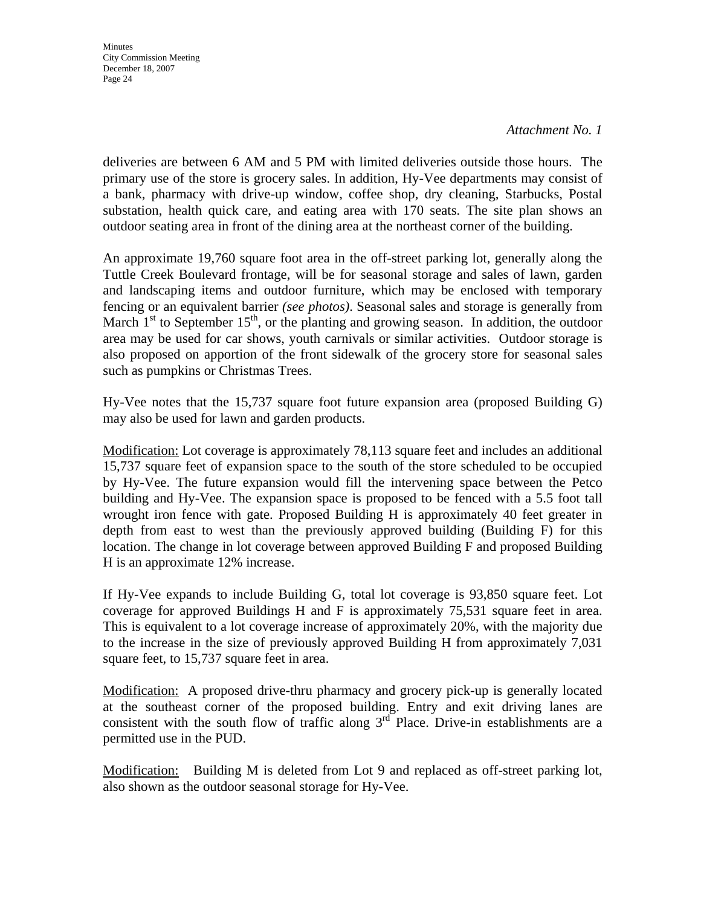*Attachment No. 1*

deliveries are between 6 AM and 5 PM with limited deliveries outside those hours. The primary use of the store is grocery sales. In addition, Hy-Vee departments may consist of a bank, pharmacy with drive-up window, coffee shop, dry cleaning, Starbucks, Postal substation, health quick care, and eating area with 170 seats. The site plan shows an outdoor seating area in front of the dining area at the northeast corner of the building.

An approximate 19,760 square foot area in the off-street parking lot, generally along the Tuttle Creek Boulevard frontage, will be for seasonal storage and sales of lawn, garden and landscaping items and outdoor furniture, which may be enclosed with temporary fencing or an equivalent barrier *(see photos)*. Seasonal sales and storage is generally from March 1st to September 15th, or the planting and growing season. In addition, the outdoor area may be used for car shows, youth carnivals or similar activities. Outdoor storage is also proposed on apportion of the front sidewalk of the grocery store for seasonal sales such as pumpkins or Christmas Trees.

Hy-Vee notes that the 15,737 square foot future expansion area (proposed Building G) may also be used for lawn and garden products.

Modification: Lot coverage is approximately 78,113 square feet and includes an additional 15,737 square feet of expansion space to the south of the store scheduled to be occupied by Hy-Vee. The future expansion would fill the intervening space between the Petco building and Hy-Vee. The expansion space is proposed to be fenced with a 5.5 foot tall wrought iron fence with gate. Proposed Building H is approximately 40 feet greater in depth from east to west than the previously approved building (Building F) for this location. The change in lot coverage between approved Building F and proposed Building H is an approximate 12% increase.

If Hy-Vee expands to include Building G, total lot coverage is 93,850 square feet. Lot coverage for approved Buildings H and F is approximately 75,531 square feet in area. This is equivalent to a lot coverage increase of approximately 20%, with the majority due to the increase in the size of previously approved Building H from approximately 7,031 square feet, to 15,737 square feet in area.

Modification: A proposed drive-thru pharmacy and grocery pick-up is generally located at the southeast corner of the proposed building. Entry and exit driving lanes are consistent with the south flow of traffic along 3rd Place. Drive-in establishments are a permitted use in the PUD.

Modification: Building M is deleted from Lot 9 and replaced as off-street parking lot, also shown as the outdoor seasonal storage for Hy-Vee.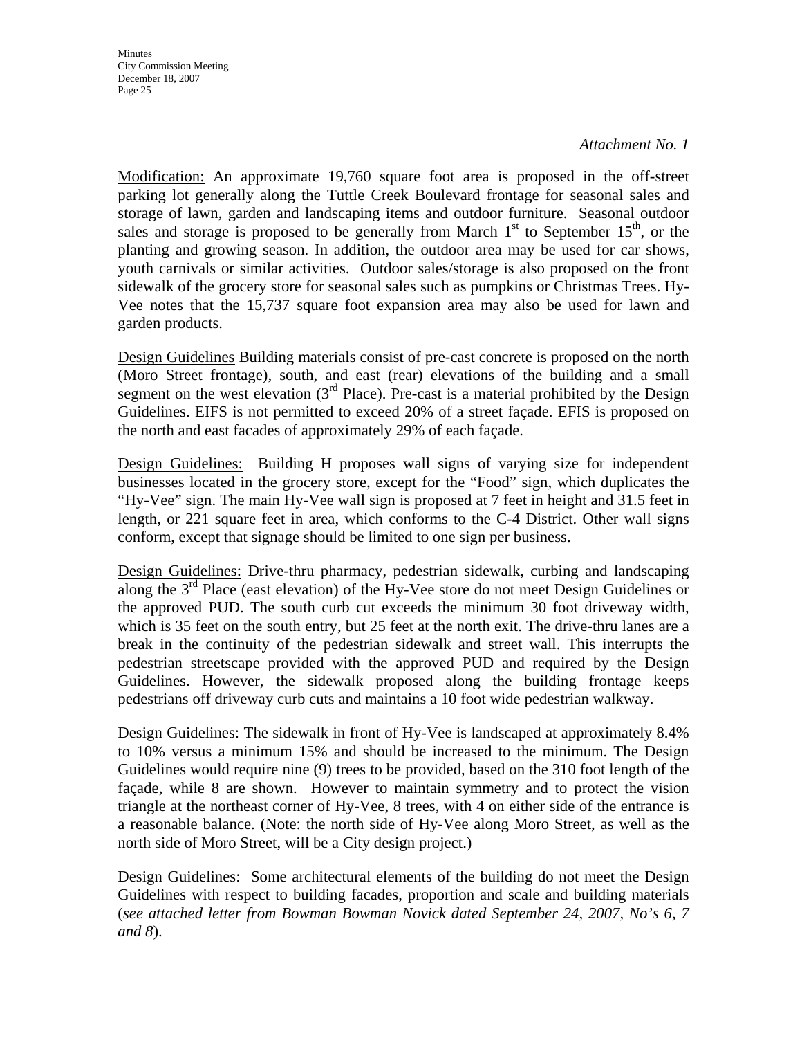*Attachment No. 1*

<u>Modification:</u> An approximate 19,760 square foot area is proposed in the off-street parking lot generally along the Tuttle Creek Boulevard frontage for seasonal sales and storage of lawn, garden and landscaping items and outdoor furniture. Seasonal outdoor sales and storage is proposed to be generally from March 1st to September 15th, or the planting and growing season. In addition, the outdoor area may be used for car shows, youth carnivals or similar activities. Outdoor sales/storage is also proposed on the front sidewalk of the grocery store for seasonal sales such as pumpkins or Christmas Trees. Hy-Vee notes that the 15,737 square foot expansion area may also be used for lawn and garden products.

<u>Design Guidelines</u> Building materials consist of pre-cast concrete is proposed on the north (Moro Street frontage), south, and east (rear) elevations of the building and a small segment on the west elevation (3rd Place). Pre-cast is a material prohibited by the Design Guidelines. EIFS is not permitted to exceed 20% of a street façade. EFIS is proposed on the north and east facades of approximately 29% of each façade.

<u>Design Guidelines:</u> Building H proposes wall signs of varying size for independent businesses located in the grocery store, except for the "Food" sign, which duplicates the "Hy-Vee" sign. The main Hy-Vee wall sign is proposed at 7 feet in height and 31.5 feet in length, or 221 square feet in area, which conforms to the C-4 District. Other wall signs conform, except that signage should be limited to one sign per business.

<u>Design Guidelines:</u> Drive-thru pharmacy, pedestrian sidewalk, curbing and landscaping along the 3rd Place (east elevation) of the Hy-Vee store do not meet Design Guidelines or the approved PUD. The south curb cut exceeds the minimum 30 foot driveway width, which is 35 feet on the south entry, but 25 feet at the north exit. The drive-thru lanes are a break in the continuity of the pedestrian sidewalk and street wall. This interrupts the pedestrian streetscape provided with the approved PUD and required by the Design Guidelines. However, the sidewalk proposed along the building frontage keeps pedestrians off driveway curb cuts and maintains a 10 foot wide pedestrian walkway.

<u>Design Guidelines:</u> The sidewalk in front of Hy-Vee is landscaped at approximately 8.4% to 10% versus a minimum 15% and should be increased to the minimum. The Design Guidelines would require nine (9) trees to be provided, based on the 310 foot length of the façade, while 8 are shown. However to maintain symmetry and to protect the vision triangle at the northeast corner of Hy-Vee, 8 trees, with 4 on either side of the entrance is a reasonable balance. (Note: the north side of Hy-Vee along Moro Street, as well as the north side of Moro Street, will be a City design project.)

<u>Design Guidelines:</u> Some architectural elements of the building do not meet the Design Guidelines with respect to building facades, proportion and scale and building materials (*see attached letter from Bowman Bowman Novick dated September 24, 2007, No's 6, 7 and 8*).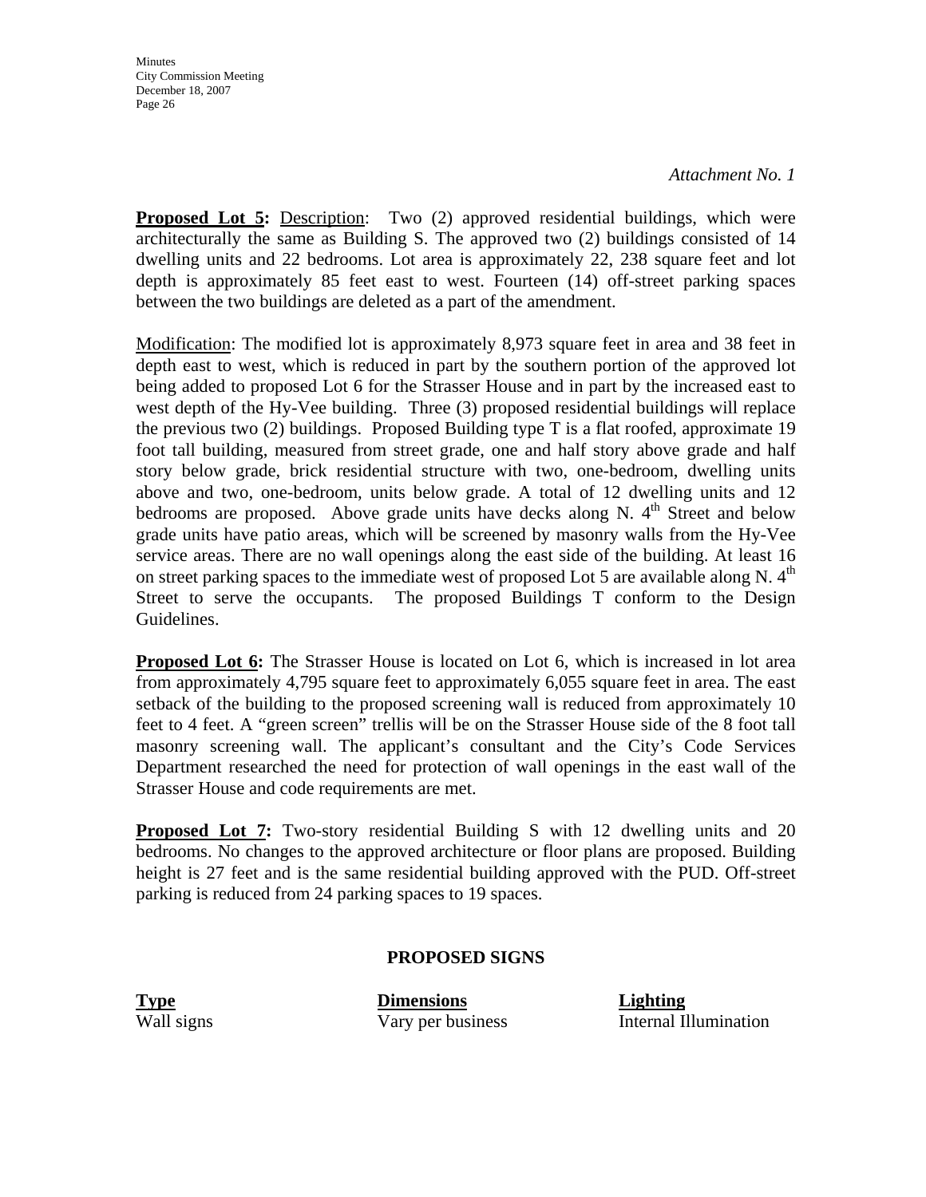*Attachment No. 1*

**Proposed Lot 5:** Description: Two (2) approved residential buildings, which were architecturally the same as Building S. The approved two (2) buildings consisted of 14 dwelling units and 22 bedrooms. Lot area is approximately 22, 238 square feet and lot depth is approximately 85 feet east to west. Fourteen (14) off-street parking spaces between the two buildings are deleted as a part of the amendment.

Modification: The modified lot is approximately 8,973 square feet in area and 38 feet in depth east to west, which is reduced in part by the southern portion of the approved lot being added to proposed Lot 6 for the Strasser House and in part by the increased east to west depth of the Hy-Vee building. Three (3) proposed residential buildings will replace the previous two (2) buildings. Proposed Building type T is a flat roofed, approximate 19 foot tall building, measured from street grade, one and half story above grade and half story below grade, brick residential structure with two, one-bedroom, dwelling units above and two, one-bedroom, units below grade. A total of 12 dwelling units and 12 bedrooms are proposed. Above grade units have decks along N. 4th Street and below grade units have patio areas, which will be screened by masonry walls from the Hy-Vee service areas. There are no wall openings along the east side of the building. At least 16 on street parking spaces to the immediate west of proposed Lot 5 are available along N. 4th Street to serve the occupants. The proposed Buildings T conform to the Design Guidelines.

**Proposed Lot 6:** The Strasser House is located on Lot 6, which is increased in lot area from approximately 4,795 square feet to approximately 6,055 square feet in area. The east setback of the building to the proposed screening wall is reduced from approximately 10 feet to 4 feet. A "green screen" trellis will be on the Strasser House side of the 8 foot tall masonry screening wall. The applicant's consultant and the City's Code Services Department researched the need for protection of wall openings in the east wall of the Strasser House and code requirements are met.

**Proposed Lot 7:** Two-story residential Building S with 12 dwelling units and 20 bedrooms. No changes to the approved architecture or floor plans are proposed. Building height is 27 feet and is the same residential building approved with the PUD. Off-street parking is reduced from 24 parking spaces to 19 spaces.

**PROPOSED SIGNS**

| Type | Dimensions | Lighting |
|---|---|---|
| Wall signs | Vary per business | Internal Illumination |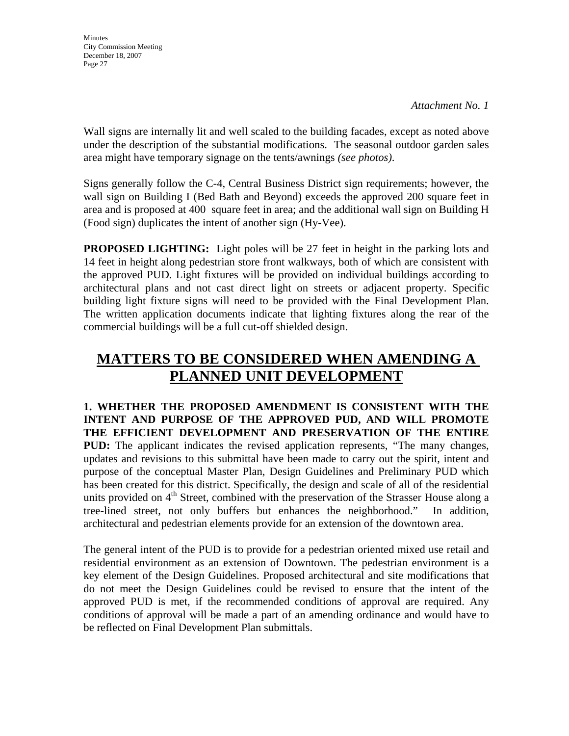*Attachment No. 1*

Wall signs are internally lit and well scaled to the building facades, except as noted above under the description of the substantial modifications. The seasonal outdoor garden sales area might have temporary signage on the tents/awnings *(see photos)*.

Signs generally follow the C-4, Central Business District sign requirements; however, the wall sign on Building I (Bed Bath and Beyond) exceeds the approved 200 square feet in area and is proposed at 400 square feet in area; and the additional wall sign on Building H (Food sign) duplicates the intent of another sign (Hy-Vee).

**PROPOSED LIGHTING:** Light poles will be 27 feet in height in the parking lots and 14 feet in height along pedestrian store front walkways, both of which are consistent with the approved PUD. Light fixtures will be provided on individual buildings according to architectural plans and not cast direct light on streets or adjacent property. Specific building light fixture signs will need to be provided with the Final Development Plan. The written application documents indicate that lighting fixtures along the rear of the commercial buildings will be a full cut-off shielded design.

# MATTERS TO BE CONSIDERED WHEN AMENDING A PLANNED UNIT DEVELOPMENT

**1. WHETHER THE PROPOSED AMENDMENT IS CONSISTENT WITH THE INTENT AND PURPOSE OF THE APPROVED PUD, AND WILL PROMOTE THE EFFICIENT DEVELOPMENT AND PRESERVATION OF THE ENTIRE PUD:** The applicant indicates the revised application represents, "The many changes, updates and revisions to this submittal have been made to carry out the spirit, intent and purpose of the conceptual Master Plan, Design Guidelines and Preliminary PUD which has been created for this district. Specifically, the design and scale of all of the residential units provided on 4th Street, combined with the preservation of the Strasser House along a tree-lined street, not only buffers but enhances the neighborhood." In addition, architectural and pedestrian elements provide for an extension of the downtown area.

The general intent of the PUD is to provide for a pedestrian oriented mixed use retail and residential environment as an extension of Downtown. The pedestrian environment is a key element of the Design Guidelines. Proposed architectural and site modifications that do not meet the Design Guidelines could be revised to ensure that the intent of the approved PUD is met, if the recommended conditions of approval are required. Any conditions of approval will be made a part of an amending ordinance and would have to be reflected on Final Development Plan submittals.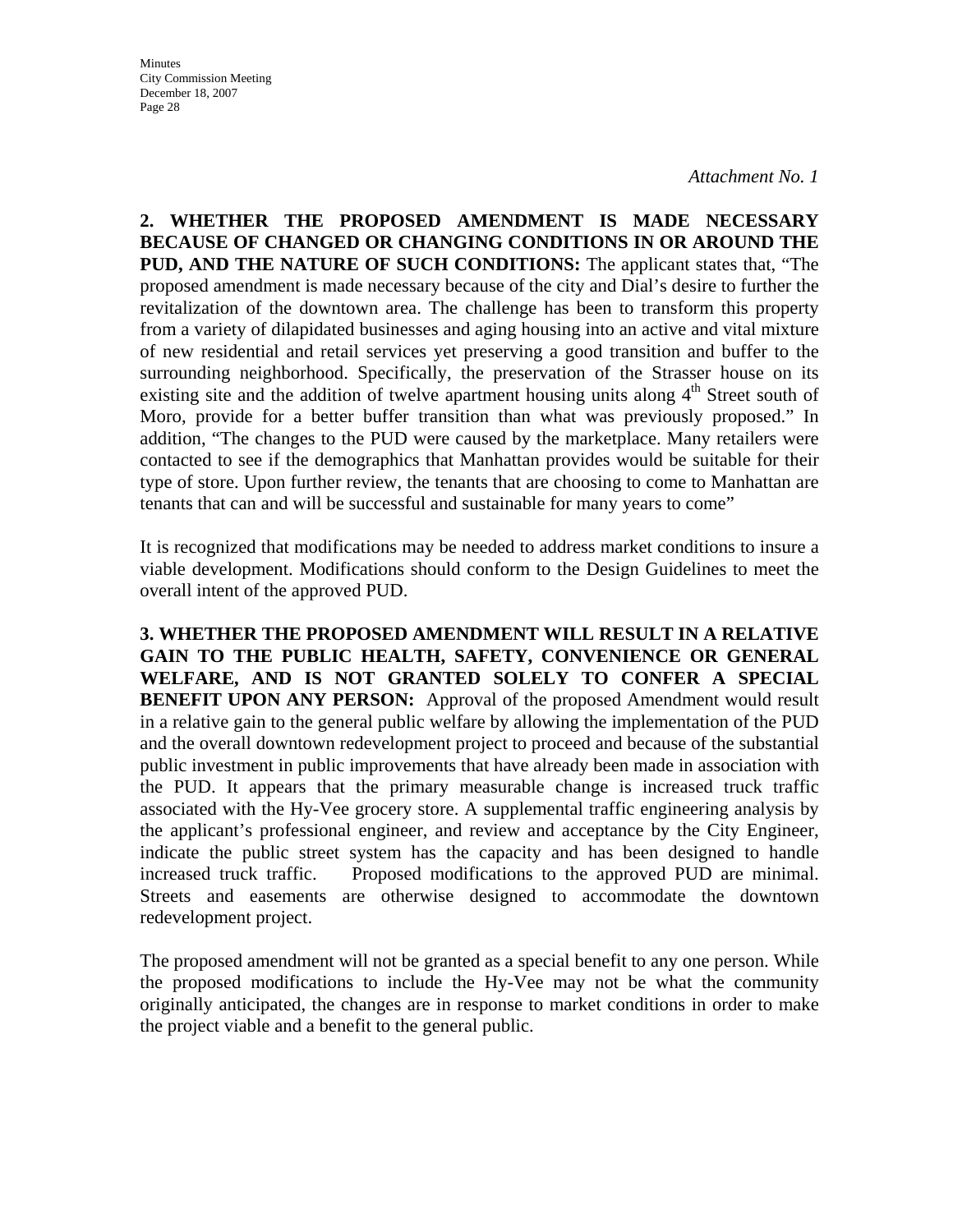*Attachment No. 1*

**2. WHETHER THE PROPOSED AMENDMENT IS MADE NECESSARY BECAUSE OF CHANGED OR CHANGING CONDITIONS IN OR AROUND THE PUD, AND THE NATURE OF SUCH CONDITIONS:** The applicant states that, "The proposed amendment is made necessary because of the city and Dial's desire to further the revitalization of the downtown area. The challenge has been to transform this property from a variety of dilapidated businesses and aging housing into an active and vital mixture of new residential and retail services yet preserving a good transition and buffer to the surrounding neighborhood. Specifically, the preservation of the Strasser house on its existing site and the addition of twelve apartment housing units along 4th Street south of Moro, provide for a better buffer transition than what was previously proposed." In addition, "The changes to the PUD were caused by the marketplace. Many retailers were contacted to see if the demographics that Manhattan provides would be suitable for their type of store. Upon further review, the tenants that are choosing to come to Manhattan are tenants that can and will be successful and sustainable for many years to come"

It is recognized that modifications may be needed to address market conditions to insure a viable development. Modifications should conform to the Design Guidelines to meet the overall intent of the approved PUD.

**3. WHETHER THE PROPOSED AMENDMENT WILL RESULT IN A RELATIVE GAIN TO THE PUBLIC HEALTH, SAFETY, CONVENIENCE OR GENERAL WELFARE, AND IS NOT GRANTED SOLELY TO CONFER A SPECIAL BENEFIT UPON ANY PERSON:** Approval of the proposed Amendment would result in a relative gain to the general public welfare by allowing the implementation of the PUD and the overall downtown redevelopment project to proceed and because of the substantial public investment in public improvements that have already been made in association with the PUD. It appears that the primary measurable change is increased truck traffic associated with the Hy-Vee grocery store. A supplemental traffic engineering analysis by the applicant's professional engineer, and review and acceptance by the City Engineer, indicate the public street system has the capacity and has been designed to handle increased truck traffic. Proposed modifications to the approved PUD are minimal. Streets and easements are otherwise designed to accommodate the downtown redevelopment project.

The proposed amendment will not be granted as a special benefit to any one person. While the proposed modifications to include the Hy-Vee may not be what the community originally anticipated, the changes are in response to market conditions in order to make the project viable and a benefit to the general public.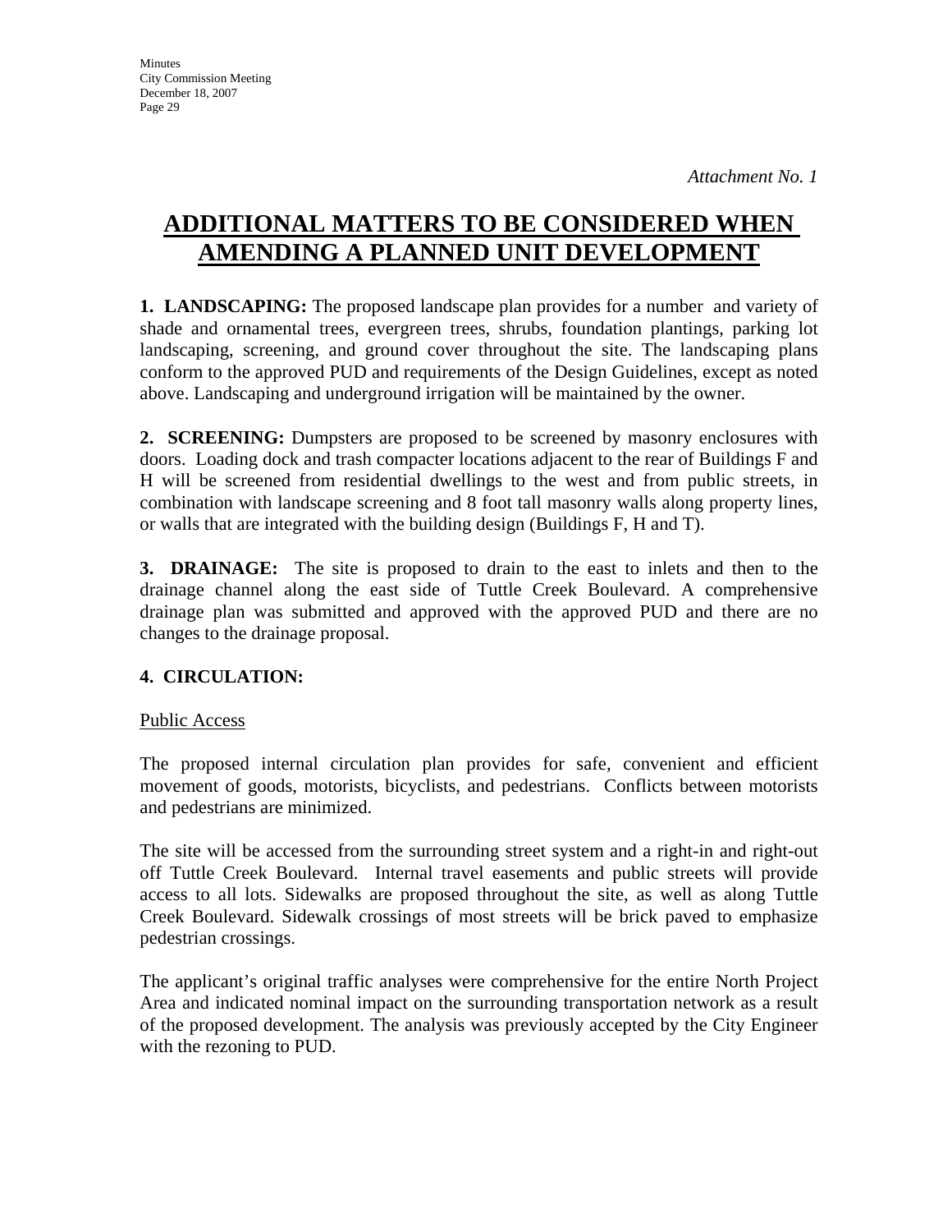*Attachment No. 1*

# ADDITIONAL MATTERS TO BE CONSIDERED WHEN AMENDING A PLANNED UNIT DEVELOPMENT

**1. LANDSCAPING:** The proposed landscape plan provides for a number and variety of shade and ornamental trees, evergreen trees, shrubs, foundation plantings, parking lot landscaping, screening, and ground cover throughout the site. The landscaping plans conform to the approved PUD and requirements of the Design Guidelines, except as noted above. Landscaping and underground irrigation will be maintained by the owner.

**2. SCREENING:** Dumpsters are proposed to be screened by masonry enclosures with doors. Loading dock and trash compacter locations adjacent to the rear of Buildings F and H will be screened from residential dwellings to the west and from public streets, in combination with landscape screening and 8 foot tall masonry walls along property lines, or walls that are integrated with the building design (Buildings F, H and T).

**3. DRAINAGE:** The site is proposed to drain to the east to inlets and then to the drainage channel along the east side of Tuttle Creek Boulevard. A comprehensive drainage plan was submitted and approved with the approved PUD and there are no changes to the drainage proposal.

**4. CIRCULATION:**

Public Access

The proposed internal circulation plan provides for safe, convenient and efficient movement of goods, motorists, bicyclists, and pedestrians. Conflicts between motorists and pedestrians are minimized.

The site will be accessed from the surrounding street system and a right-in and right-out off Tuttle Creek Boulevard. Internal travel easements and public streets will provide access to all lots. Sidewalks are proposed throughout the site, as well as along Tuttle Creek Boulevard. Sidewalk crossings of most streets will be brick paved to emphasize pedestrian crossings.

The applicant's original traffic analyses were comprehensive for the entire North Project Area and indicated nominal impact on the surrounding transportation network as a result of the proposed development. The analysis was previously accepted by the City Engineer with the rezoning to PUD.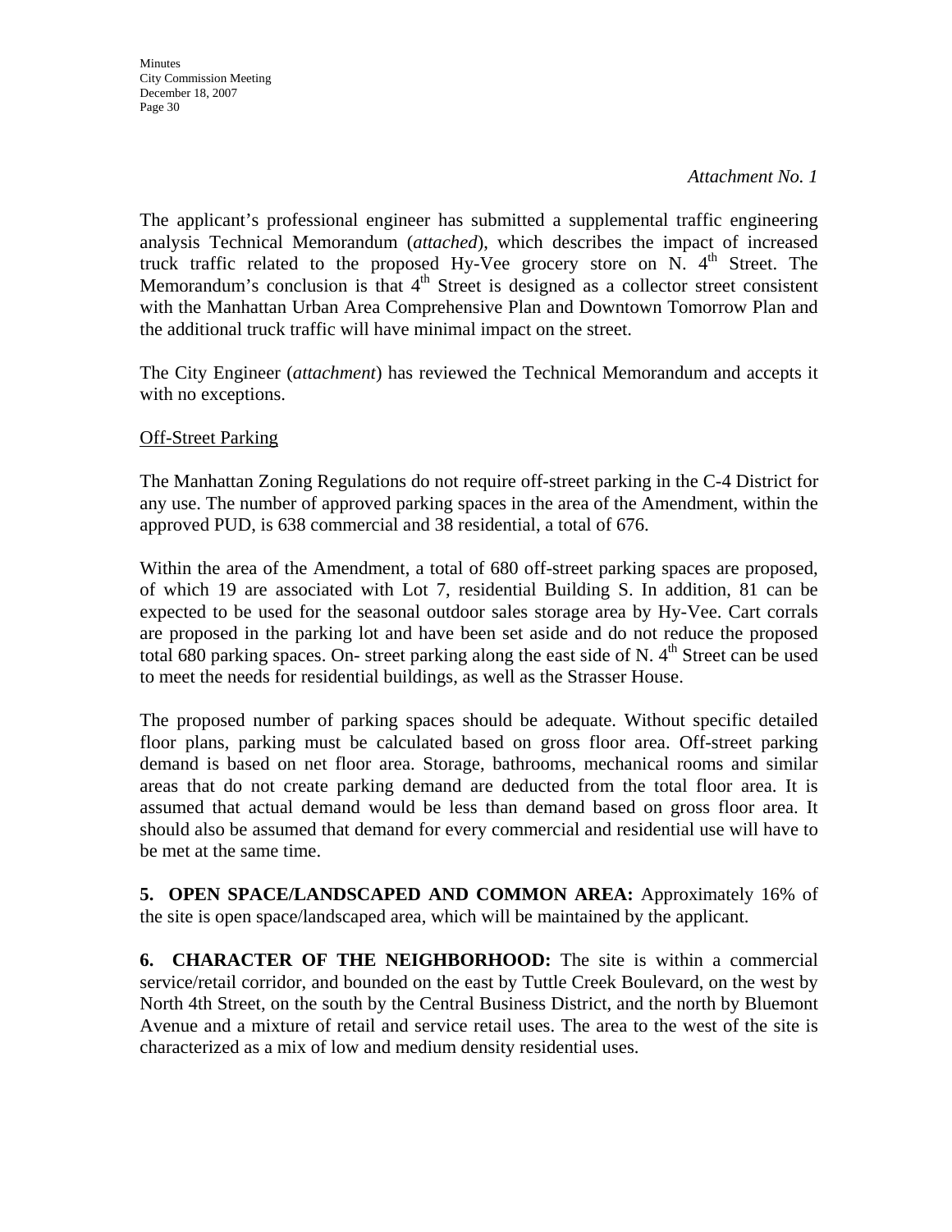*Attachment No. 1*

The applicant's professional engineer has submitted a supplemental traffic engineering analysis Technical Memorandum (*attached*), which describes the impact of increased truck traffic related to the proposed Hy-Vee grocery store on N. 4th Street. The Memorandum's conclusion is that 4th Street is designed as a collector street consistent with the Manhattan Urban Area Comprehensive Plan and Downtown Tomorrow Plan and the additional truck traffic will have minimal impact on the street.

The City Engineer (*attachment*) has reviewed the Technical Memorandum and accepts it with no exceptions.

Off-Street Parking

The Manhattan Zoning Regulations do not require off-street parking in the C-4 District for any use. The number of approved parking spaces in the area of the Amendment, within the approved PUD, is 638 commercial and 38 residential, a total of 676.

Within the area of the Amendment, a total of 680 off-street parking spaces are proposed, of which 19 are associated with Lot 7, residential Building S. In addition, 81 can be expected to be used for the seasonal outdoor sales storage area by Hy-Vee. Cart corrals are proposed in the parking lot and have been set aside and do not reduce the proposed total 680 parking spaces. On- street parking along the east side of N. 4th Street can be used to meet the needs for residential buildings, as well as the Strasser House.

The proposed number of parking spaces should be adequate. Without specific detailed floor plans, parking must be calculated based on gross floor area. Off-street parking demand is based on net floor area. Storage, bathrooms, mechanical rooms and similar areas that do not create parking demand are deducted from the total floor area. It is assumed that actual demand would be less than demand based on gross floor area. It should also be assumed that demand for every commercial and residential use will have to be met at the same time.

**5. OPEN SPACE/LANDSCAPED AND COMMON AREA:** Approximately 16% of the site is open space/landscaped area, which will be maintained by the applicant.

**6. CHARACTER OF THE NEIGHBORHOOD:** The site is within a commercial service/retail corridor, and bounded on the east by Tuttle Creek Boulevard, on the west by North 4th Street, on the south by the Central Business District, and the north by Bluemont Avenue and a mixture of retail and service retail uses. The area to the west of the site is characterized as a mix of low and medium density residential uses.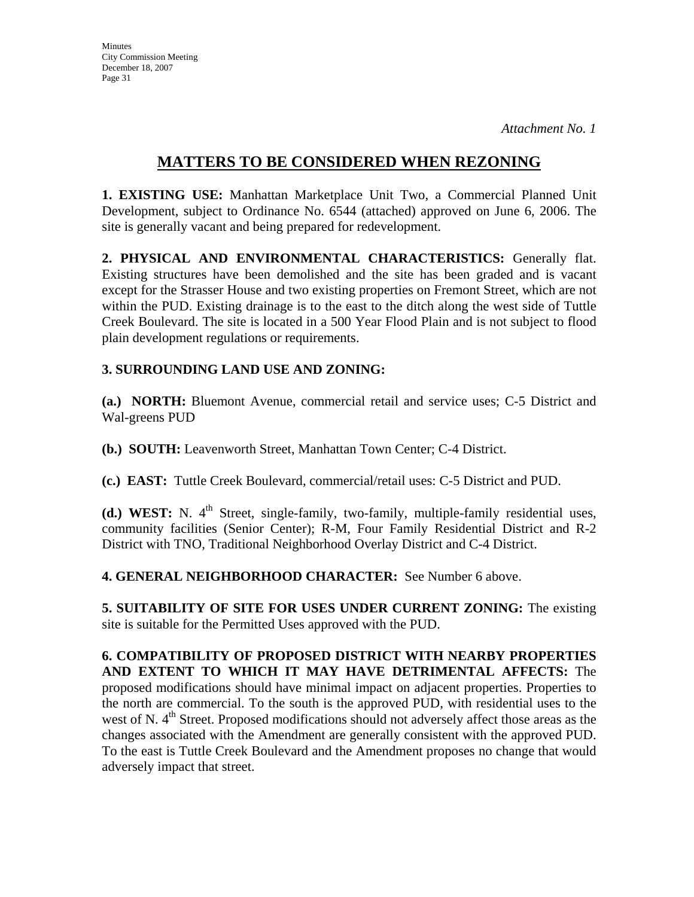*Attachment No. 1*

# MATTERS TO BE CONSIDERED WHEN REZONING

**1. EXISTING USE:** Manhattan Marketplace Unit Two, a Commercial Planned Unit Development, subject to Ordinance No. 6544 (attached) approved on June 6, 2006. The site is generally vacant and being prepared for redevelopment.

**2. PHYSICAL AND ENVIRONMENTAL CHARACTERISTICS:** Generally flat. Existing structures have been demolished and the site has been graded and is vacant except for the Strasser House and two existing properties on Fremont Street, which are not within the PUD. Existing drainage is to the east to the ditch along the west side of Tuttle Creek Boulevard. The site is located in a 500 Year Flood Plain and is not subject to flood plain development regulations or requirements.

**3. SURROUNDING LAND USE AND ZONING:**

**(a.) NORTH:** Bluemont Avenue, commercial retail and service uses; C-5 District and Wal-greens PUD

**(b.) SOUTH:** Leavenworth Street, Manhattan Town Center; C-4 District.

**(c.) EAST:** Tuttle Creek Boulevard, commercial/retail uses: C-5 District and PUD.

**(d.) WEST:** N. 4th Street, single-family, two-family, multiple-family residential uses, community facilities (Senior Center); R-M, Four Family Residential District and R-2 District with TNO, Traditional Neighborhood Overlay District and C-4 District.

**4. GENERAL NEIGHBORHOOD CHARACTER:** See Number 6 above.

**5. SUITABILITY OF SITE FOR USES UNDER CURRENT ZONING:** The existing site is suitable for the Permitted Uses approved with the PUD.

**6. COMPATIBILITY OF PROPOSED DISTRICT WITH NEARBY PROPERTIES AND EXTENT TO WHICH IT MAY HAVE DETRIMENTAL AFFECTS:** The proposed modifications should have minimal impact on adjacent properties. Properties to the north are commercial. To the south is the approved PUD, with residential uses to the west of N. 4th Street. Proposed modifications should not adversely affect those areas as the changes associated with the Amendment are generally consistent with the approved PUD. To the east is Tuttle Creek Boulevard and the Amendment proposes no change that would adversely impact that street.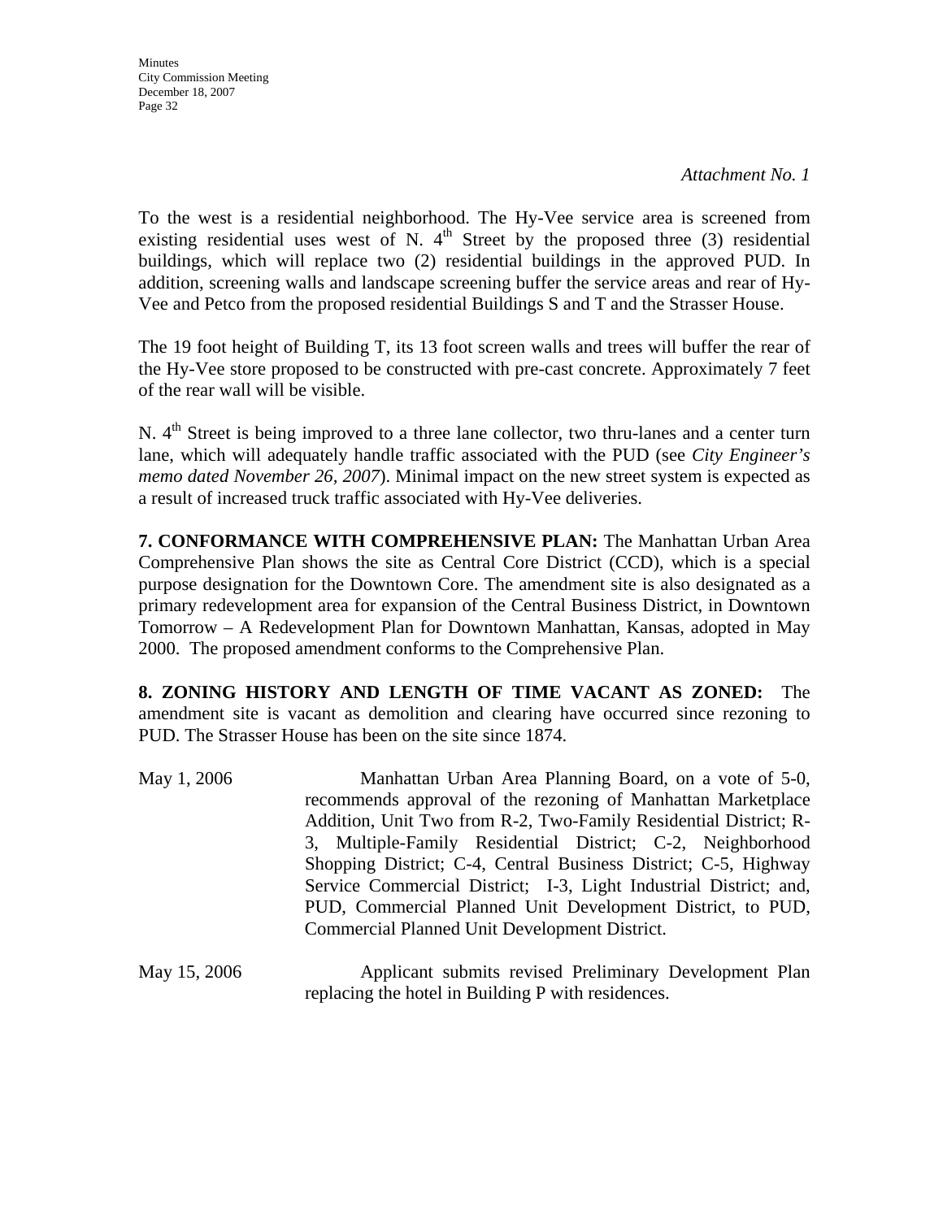*Attachment No. 1*

To the west is a residential neighborhood. The Hy-Vee service area is screened from existing residential uses west of N. $4^{th}$ Street by the proposed three (3) residential buildings, which will replace two (2) residential buildings in the approved PUD. In addition, screening walls and landscape screening buffer the service areas and rear of Hy-Vee and Petco from the proposed residential Buildings S and T and the Strasser House.

The 19 foot height of Building T, its 13 foot screen walls and trees will buffer the rear of the Hy-Vee store proposed to be constructed with pre-cast concrete. Approximately 7 feet of the rear wall will be visible.

N. $4^{th}$ Street is being improved to a three lane collector, two thru-lanes and a center turn lane, which will adequately handle traffic associated with the PUD (see *City Engineer's memo dated November 26, 2007*). Minimal impact on the new street system is expected as a result of increased truck traffic associated with Hy-Vee deliveries.

**7. CONFORMANCE WITH COMPREHENSIVE PLAN:** The Manhattan Urban Area Comprehensive Plan shows the site as Central Core District (CCD), which is a special purpose designation for the Downtown Core. The amendment site is also designated as a primary redevelopment area for expansion of the Central Business District, in Downtown Tomorrow – A Redevelopment Plan for Downtown Manhattan, Kansas, adopted in May 2000. The proposed amendment conforms to the Comprehensive Plan.

**8. ZONING HISTORY AND LENGTH OF TIME VACANT AS ZONED:** The amendment site is vacant as demolition and clearing have occurred since rezoning to PUD. The Strasser House has been on the site since 1874.

May 1, 2006 — Manhattan Urban Area Planning Board, on a vote of 5-0, recommends approval of the rezoning of Manhattan Marketplace Addition, Unit Two from R-2, Two-Family Residential District; R-3, Multiple-Family Residential District; C-2, Neighborhood Shopping District; C-4, Central Business District; C-5, Highway Service Commercial District; I-3, Light Industrial District; and, PUD, Commercial Planned Unit Development District, to PUD, Commercial Planned Unit Development District.

May 15, 2006 — Applicant submits revised Preliminary Development Plan replacing the hotel in Building P with residences.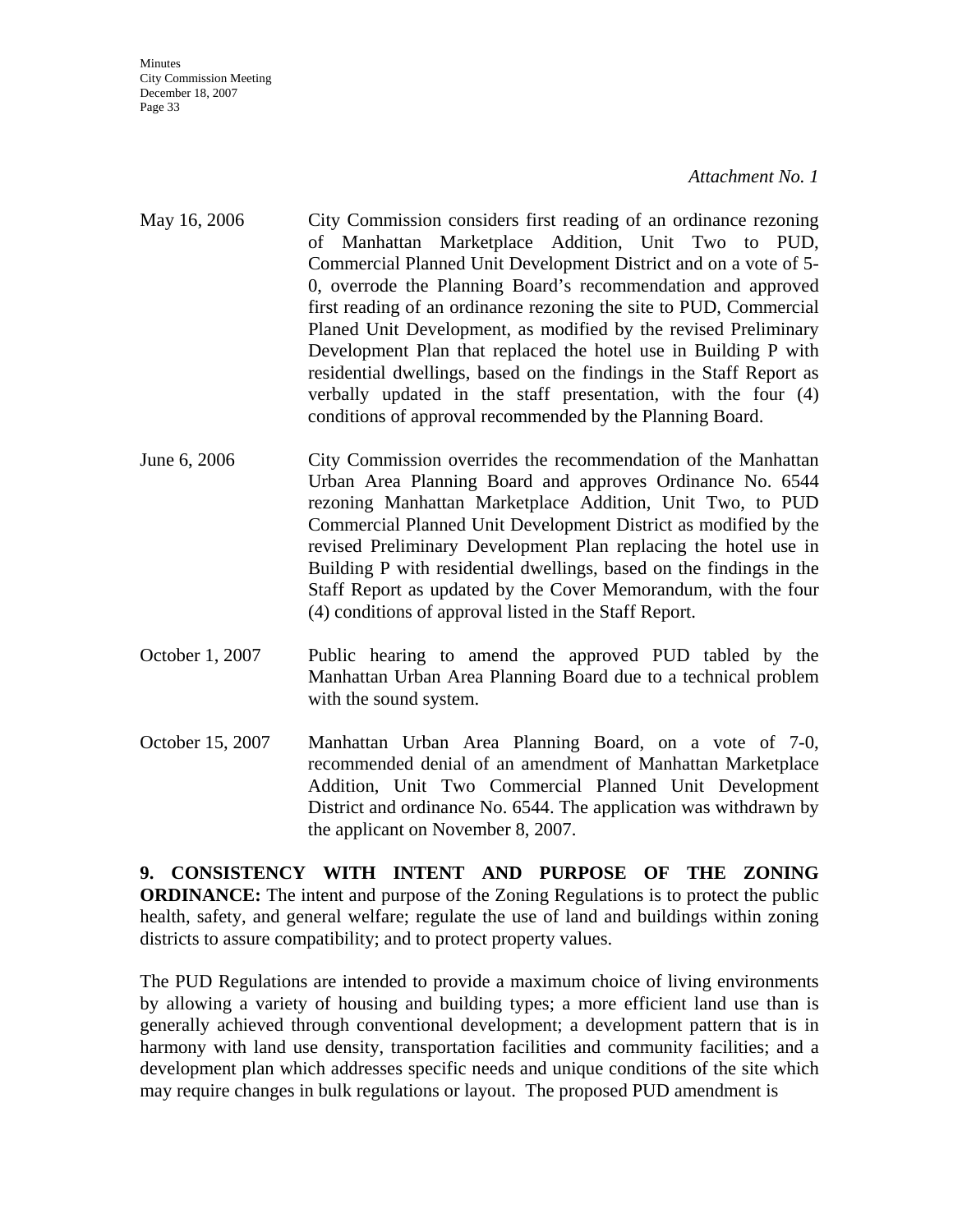*Attachment No. 1*

May 16, 2006 City Commission considers first reading of an ordinance rezoning of Manhattan Marketplace Addition, Unit Two to PUD, Commercial Planned Unit Development District and on a vote of 5-0, overrode the Planning Board's recommendation and approved first reading of an ordinance rezoning the site to PUD, Commercial Planed Unit Development, as modified by the revised Preliminary Development Plan that replaced the hotel use in Building P with residential dwellings, based on the findings in the Staff Report as verbally updated in the staff presentation, with the four (4) conditions of approval recommended by the Planning Board.

June 6, 2006 City Commission overrides the recommendation of the Manhattan Urban Area Planning Board and approves Ordinance No. 6544 rezoning Manhattan Marketplace Addition, Unit Two, to PUD Commercial Planned Unit Development District as modified by the revised Preliminary Development Plan replacing the hotel use in Building P with residential dwellings, based on the findings in the Staff Report as updated by the Cover Memorandum, with the four (4) conditions of approval listed in the Staff Report.

October 1, 2007 Public hearing to amend the approved PUD tabled by the Manhattan Urban Area Planning Board due to a technical problem with the sound system.

October 15, 2007 Manhattan Urban Area Planning Board, on a vote of 7-0, recommended denial of an amendment of Manhattan Marketplace Addition, Unit Two Commercial Planned Unit Development District and ordinance No. 6544. The application was withdrawn by the applicant on November 8, 2007.

**9. CONSISTENCY WITH INTENT AND PURPOSE OF THE ZONING ORDINANCE:** The intent and purpose of the Zoning Regulations is to protect the public health, safety, and general welfare; regulate the use of land and buildings within zoning districts to assure compatibility; and to protect property values.

The PUD Regulations are intended to provide a maximum choice of living environments by allowing a variety of housing and building types; a more efficient land use than is generally achieved through conventional development; a development pattern that is in harmony with land use density, transportation facilities and community facilities; and a development plan which addresses specific needs and unique conditions of the site which may require changes in bulk regulations or layout. The proposed PUD amendment is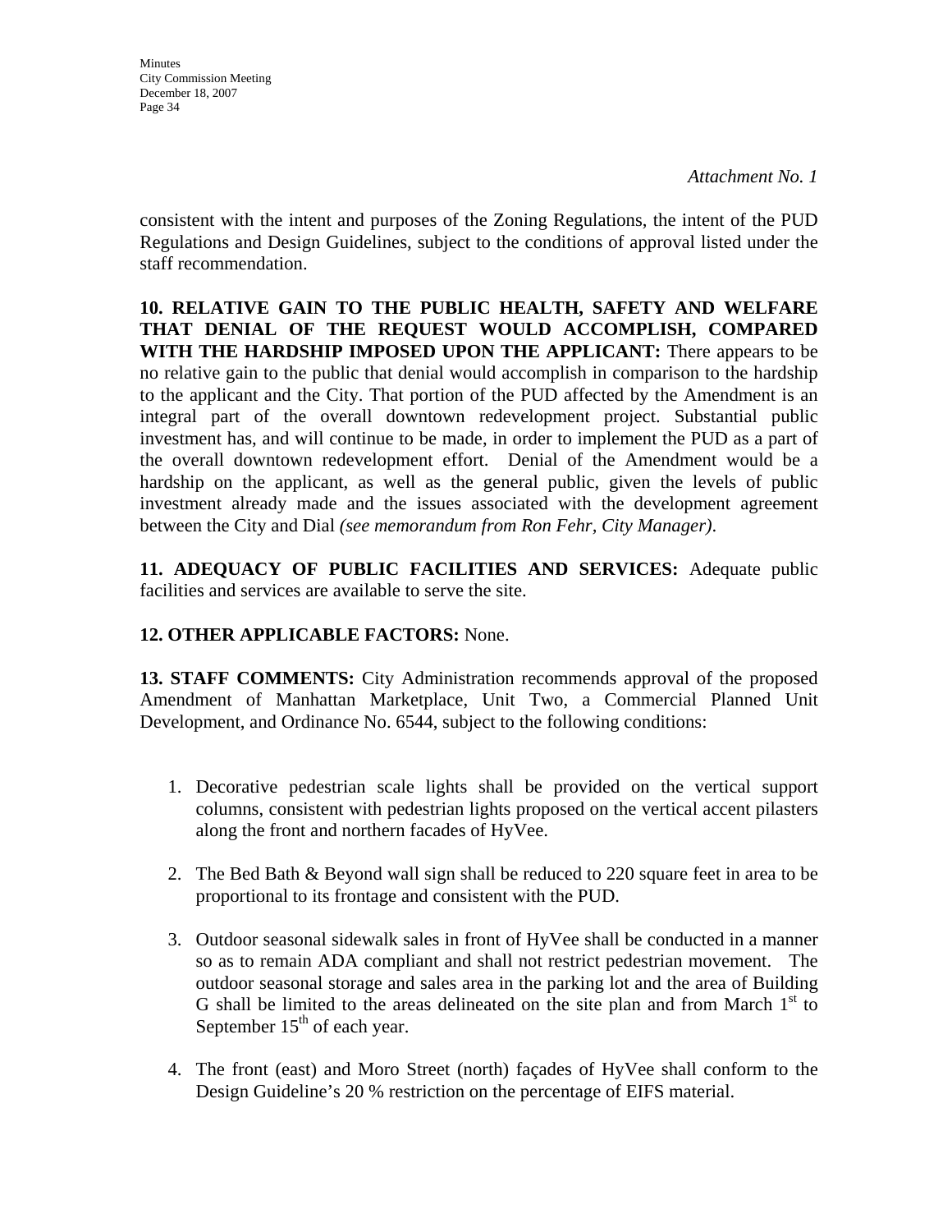*Attachment No. 1*

consistent with the intent and purposes of the Zoning Regulations, the intent of the PUD Regulations and Design Guidelines, subject to the conditions of approval listed under the staff recommendation.

**10. RELATIVE GAIN TO THE PUBLIC HEALTH, SAFETY AND WELFARE THAT DENIAL OF THE REQUEST WOULD ACCOMPLISH, COMPARED WITH THE HARDSHIP IMPOSED UPON THE APPLICANT:** There appears to be no relative gain to the public that denial would accomplish in comparison to the hardship to the applicant and the City. That portion of the PUD affected by the Amendment is an integral part of the overall downtown redevelopment project. Substantial public investment has, and will continue to be made, in order to implement the PUD as a part of the overall downtown redevelopment effort. Denial of the Amendment would be a hardship on the applicant, as well as the general public, given the levels of public investment already made and the issues associated with the development agreement between the City and Dial *(see memorandum from Ron Fehr, City Manager)*.

**11. ADEQUACY OF PUBLIC FACILITIES AND SERVICES:** Adequate public facilities and services are available to serve the site.

**12. OTHER APPLICABLE FACTORS:** None.

**13. STAFF COMMENTS:** City Administration recommends approval of the proposed Amendment of Manhattan Marketplace, Unit Two, a Commercial Planned Unit Development, and Ordinance No. 6544, subject to the following conditions:

1. Decorative pedestrian scale lights shall be provided on the vertical support columns, consistent with pedestrian lights proposed on the vertical accent pilasters along the front and northern facades of HyVee.

2. The Bed Bath & Beyond wall sign shall be reduced to 220 square feet in area to be proportional to its frontage and consistent with the PUD.

3. Outdoor seasonal sidewalk sales in front of HyVee shall be conducted in a manner so as to remain ADA compliant and shall not restrict pedestrian movement. The outdoor seasonal storage and sales area in the parking lot and the area of Building G shall be limited to the areas delineated on the site plan and from March 1st to September 15th of each year.

4. The front (east) and Moro Street (north) façades of HyVee shall conform to the Design Guideline's 20 % restriction on the percentage of EIFS material.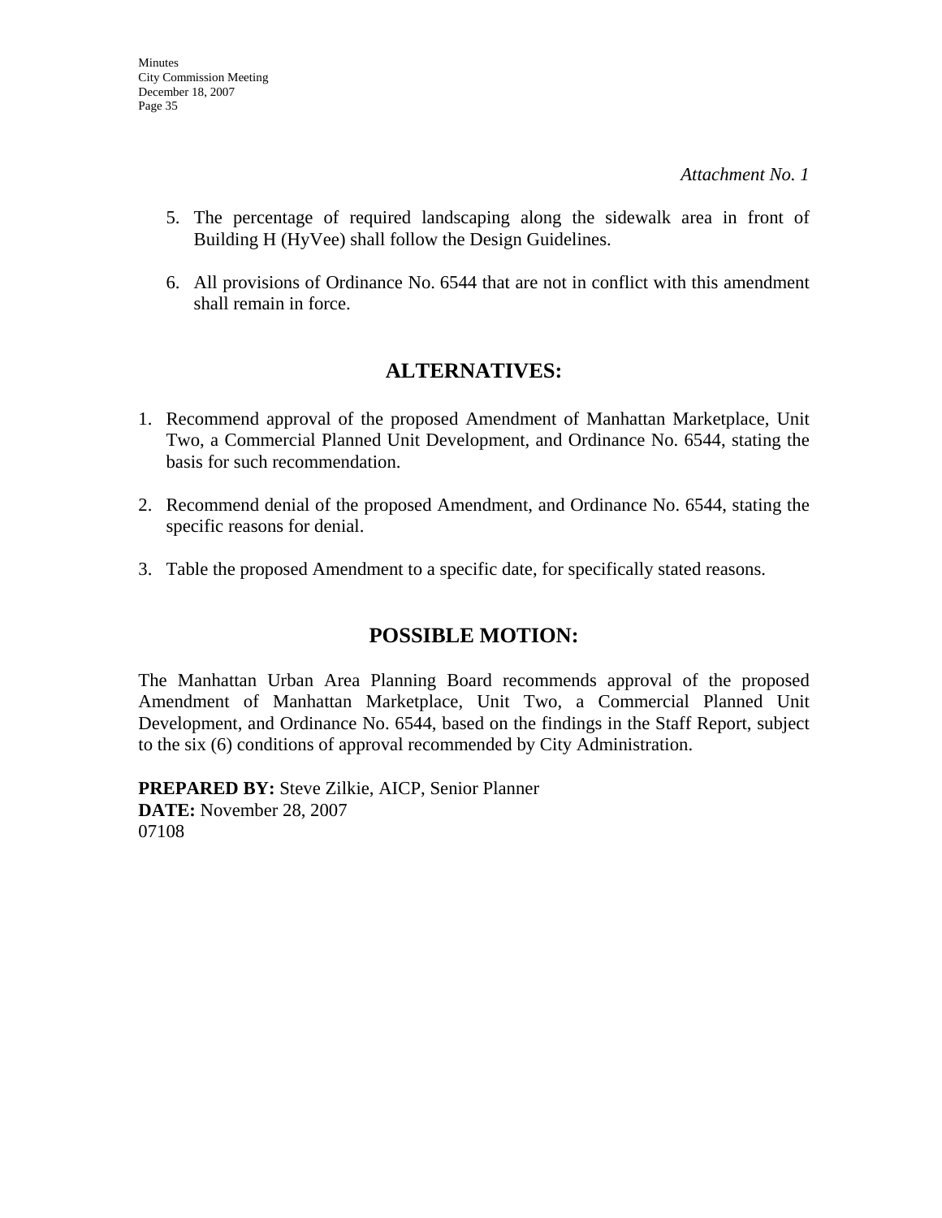*Attachment No. 1*

5. The percentage of required landscaping along the sidewalk area in front of Building H (HyVee) shall follow the Design Guidelines.

6. All provisions of Ordinance No. 6544 that are not in conflict with this amendment shall remain in force.

## ALTERNATIVES:

1. Recommend approval of the proposed Amendment of Manhattan Marketplace, Unit Two, a Commercial Planned Unit Development, and Ordinance No. 6544, stating the basis for such recommendation.

2. Recommend denial of the proposed Amendment, and Ordinance No. 6544, stating the specific reasons for denial.

3. Table the proposed Amendment to a specific date, for specifically stated reasons.

## POSSIBLE MOTION:

The Manhattan Urban Area Planning Board recommends approval of the proposed Amendment of Manhattan Marketplace, Unit Two, a Commercial Planned Unit Development, and Ordinance No. 6544, based on the findings in the Staff Report, subject to the six (6) conditions of approval recommended by City Administration.

**PREPARED BY:** Steve Zilkie, AICP, Senior Planner
**DATE:** November 28, 2007
07108